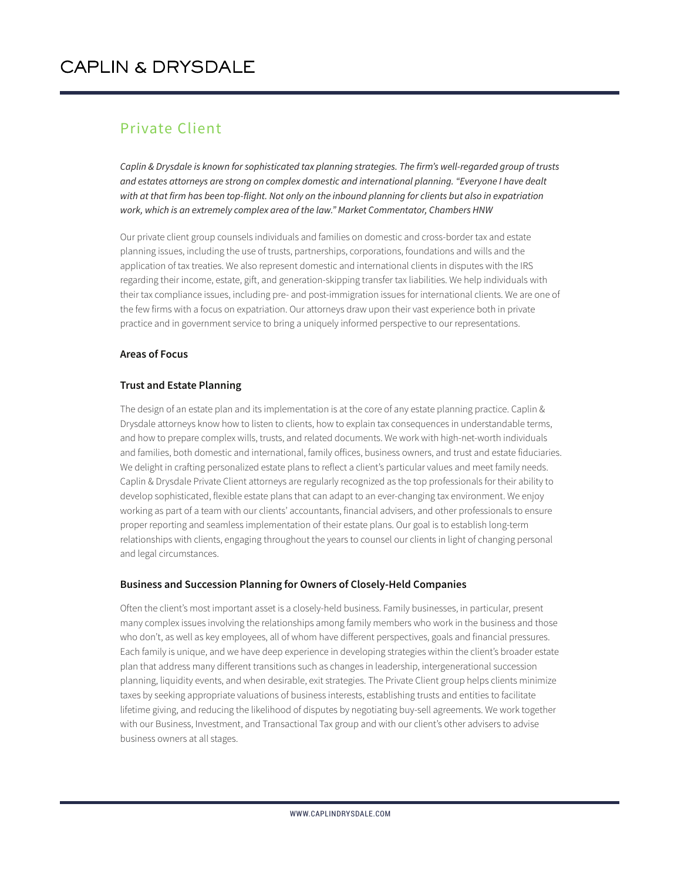# CAPLIN & DRYSDALE

## Private Client

*Caplin & Drysdale is known for sophisticated tax planning strategies. The firm's well-regarded group of trusts and estates attorneys are strong on complex domestic and international planning. "Everyone I have dealt with at that firm has been top-flight. Not only on the inbound planning for clients but also in expatriation work, which is an extremely complex area of the law." Market Commentator, Chambers HNW*

Our private client group counsels individuals and families on domestic and cross-border tax and estate planning issues, including the use of trusts, partnerships, corporations, foundations and wills and the application of tax treaties. We also represent domestic and international clients in disputes with the IRS regarding their income, estate, gift, and generation-skipping transfer tax liabilities. We help individuals with their tax compliance issues, including pre- and post-immigration issues for international clients. We are one of the few firms with a focus on expatriation. Our attorneys draw upon their vast experience both in private practice and in government service to bring a uniquely informed perspective to our representations.

### Areas of Focus

### Trust and Estate Planning

The design of an estate plan and its implementation is at the core of any estate planning practice. Caplin & Drysdale attorneys know how to listen to clients, how to explain tax consequences in understandable terms, and how to prepare complex wills, trusts, and related documents. We work with high-net-worth individuals and families, both domestic and international, family offices, business owners, and trust and estate fiduciaries. We delight in crafting personalized estate plans to reflect a client's particular values and meet family needs. Caplin & Drysdale Private Client attorneys are regularly recognized as the top professionals for their ability to develop sophisticated, flexible estate plans that can adapt to an ever-changing tax environment. We enjoy working as part of a team with our clients' accountants, financial advisers, and other professionals to ensure proper reporting and seamless implementation of their estate plans. Our goal is to establish long-term relationships with clients, engaging throughout the years to counsel our clients in light of changing personal and legal circumstances.

### Business and Succession Planning for Owners of Closely-Held Companies

Often the client's most important asset is a closely-held business. Family businesses, in particular, present many complex issues involving the relationships among family members who work in the business and those who don't, as well as key employees, all of whom have different perspectives, goals and financial pressures. Each family is unique, and we have deep experience in developing strategies within the client's broader estate plan that address many different transitions such as changes in leadership, intergenerational succession planning, liquidity events, and when desirable, exit strategies. The Private Client group helps clients minimize taxes by seeking appropriate valuations of business interests, establishing trusts and entities to facilitate lifetime giving, and reducing the likelihood of disputes by negotiating buy-sell agreements. We work together with our Business, Investment, and Transactional Tax group and with our client's other advisers to advise business owners at all stages.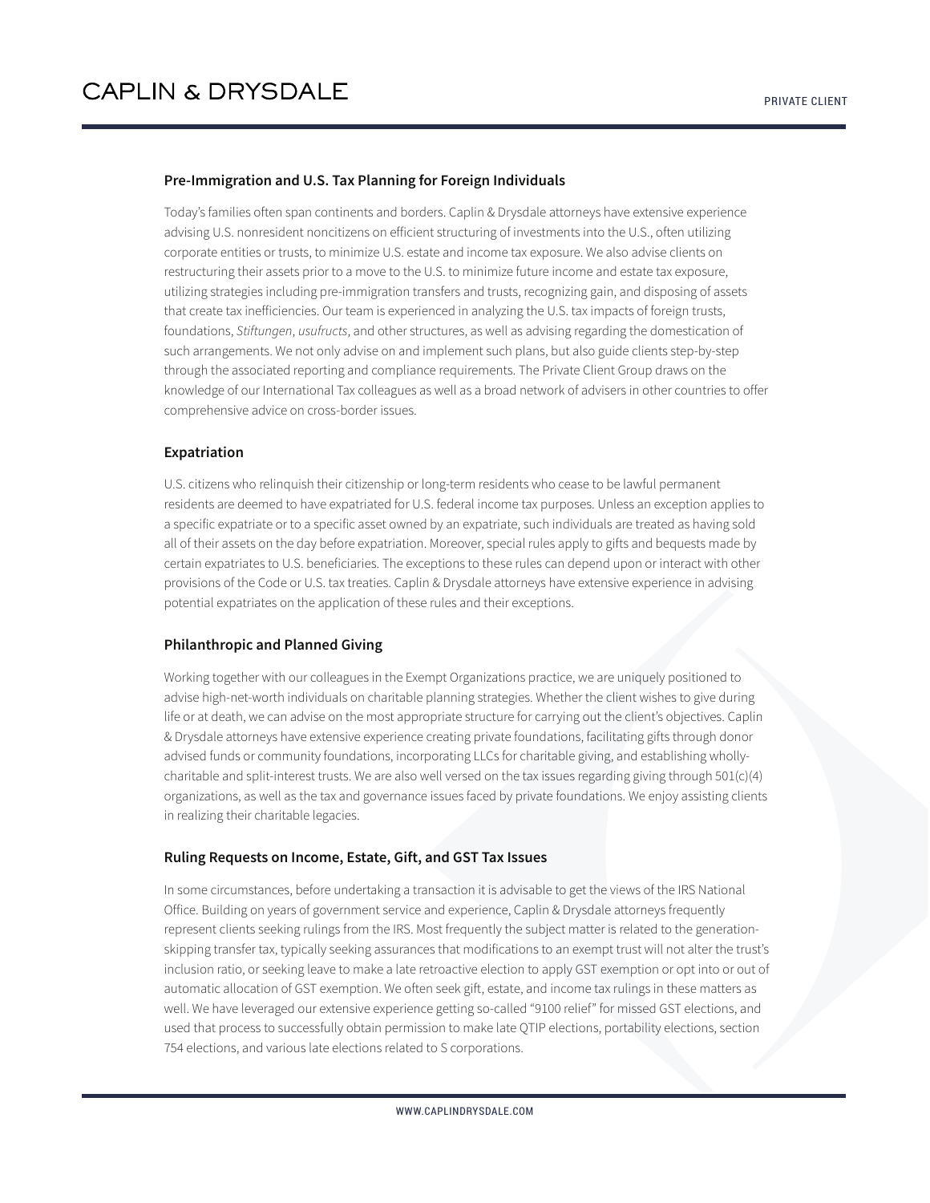### Pre-Immigration and U.S. Tax Planning for Foreign Individuals

Today's families often span continents and borders. Caplin & Drysdale attorneys have extensive experience advising U.S. nonresident noncitizens on efficient structuring of investments into the U.S., often utilizing corporate entities or trusts, to minimize U.S. estate and income tax exposure. We also advise clients on restructuring their assets prior to a move to the U.S. to minimize future income and estate tax exposure, utilizing strategies including pre-immigration transfers and trusts, recognizing gain, and disposing of assets that create tax inefficiencies. Our team is experienced in analyzing the U.S. tax impacts of foreign trusts, foundations, *Stiftungen*, *usufructs*, and other structures, as well as advising regarding the domestication of such arrangements. We not only advise on and implement such plans, but also guide clients step-by-step through the associated reporting and compliance requirements. The Private Client Group draws on the knowledge of our International Tax colleagues as well as a broad network of advisers in other countries to offer comprehensive advice on cross-border issues.

### Expatriation

U.S. citizens who relinquish their citizenship or long-term residents who cease to be lawful permanent residents are deemed to have expatriated for U.S. federal income tax purposes. Unless an exception applies to a specific expatriate or to a specific asset owned by an expatriate, such individuals are treated as having sold all of their assets on the day before expatriation. Moreover, special rules apply to gifts and bequests made by certain expatriates to U.S. beneficiaries. The exceptions to these rules can depend upon or interact with other provisions of the Code or U.S. tax treaties. Caplin & Drysdale attorneys have extensive experience in advising potential expatriates on the application of these rules and their exceptions.

### Philanthropic and Planned Giving

Working together with our colleagues in the Exempt Organizations practice, we are uniquely positioned to advise high-net-worth individuals on charitable planning strategies. Whether the client wishes to give during life or at death, we can advise on the most appropriate structure for carrying out the client's objectives. Caplin & Drysdale attorneys have extensive experience creating private foundations, facilitating gifts through donor advised funds or community foundations, incorporating LLCs for charitable giving, and establishing wholly-charitable and split-interest trusts. We are also well versed on the tax issues regarding giving through 501(c)(4) organizations, as well as the tax and governance issues faced by private foundations. We enjoy assisting clients in realizing their charitable legacies.

### Ruling Requests on Income, Estate, Gift, and GST Tax Issues

In some circumstances, before undertaking a transaction it is advisable to get the views of the IRS National Office. Building on years of government service and experience, Caplin & Drysdale attorneys frequently represent clients seeking rulings from the IRS. Most frequently the subject matter is related to the generation-skipping transfer tax, typically seeking assurances that modifications to an exempt trust will not alter the trust's inclusion ratio, or seeking leave to make a late retroactive election to apply GST exemption or opt into or out of automatic allocation of GST exemption. We often seek gift, estate, and income tax rulings in these matters as well. We have leveraged our extensive experience getting so-called "9100 relief" for missed GST elections, and used that process to successfully obtain permission to make late QTIP elections, portability elections, section 754 elections, and various late elections related to S corporations.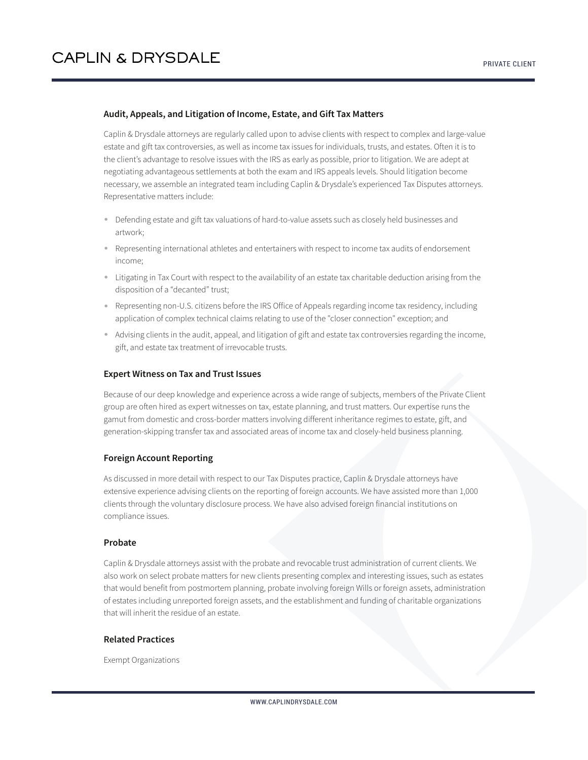### Audit, Appeals, and Litigation of Income, Estate, and Gift Tax Matters

Caplin & Drysdale attorneys are regularly called upon to advise clients with respect to complex and large-value estate and gift tax controversies, as well as income tax issues for individuals, trusts, and estates. Often it is to the client's advantage to resolve issues with the IRS as early as possible, prior to litigation. We are adept at negotiating advantageous settlements at both the exam and IRS appeals levels. Should litigation become necessary, we assemble an integrated team including Caplin & Drysdale's experienced Tax Disputes attorneys. Representative matters include:

- Defending estate and gift tax valuations of hard-to-value assets such as closely held businesses and artwork;
- Representing international athletes and entertainers with respect to income tax audits of endorsement income;
- Litigating in Tax Court with respect to the availability of an estate tax charitable deduction arising from the disposition of a "decanted" trust;
- Representing non-U.S. citizens before the IRS Office of Appeals regarding income tax residency, including application of complex technical claims relating to use of the "closer connection" exception; and
- Advising clients in the audit, appeal, and litigation of gift and estate tax controversies regarding the income, gift, and estate tax treatment of irrevocable trusts.

### Expert Witness on Tax and Trust Issues

Because of our deep knowledge and experience across a wide range of subjects, members of the Private Client group are often hired as expert witnesses on tax, estate planning, and trust matters. Our expertise runs the gamut from domestic and cross-border matters involving different inheritance regimes to estate, gift, and generation-skipping transfer tax and associated areas of income tax and closely-held business planning.

### Foreign Account Reporting

As discussed in more detail with respect to our Tax Disputes practice, Caplin & Drysdale attorneys have extensive experience advising clients on the reporting of foreign accounts. We have assisted more than 1,000 clients through the voluntary disclosure process. We have also advised foreign financial institutions on compliance issues.

### Probate

Caplin & Drysdale attorneys assist with the probate and revocable trust administration of current clients. We also work on select probate matters for new clients presenting complex and interesting issues, such as estates that would benefit from postmortem planning, probate involving foreign Wills or foreign assets, administration of estates including unreported foreign assets, and the establishment and funding of charitable organizations that will inherit the residue of an estate.

### Related Practices

Exempt Organizations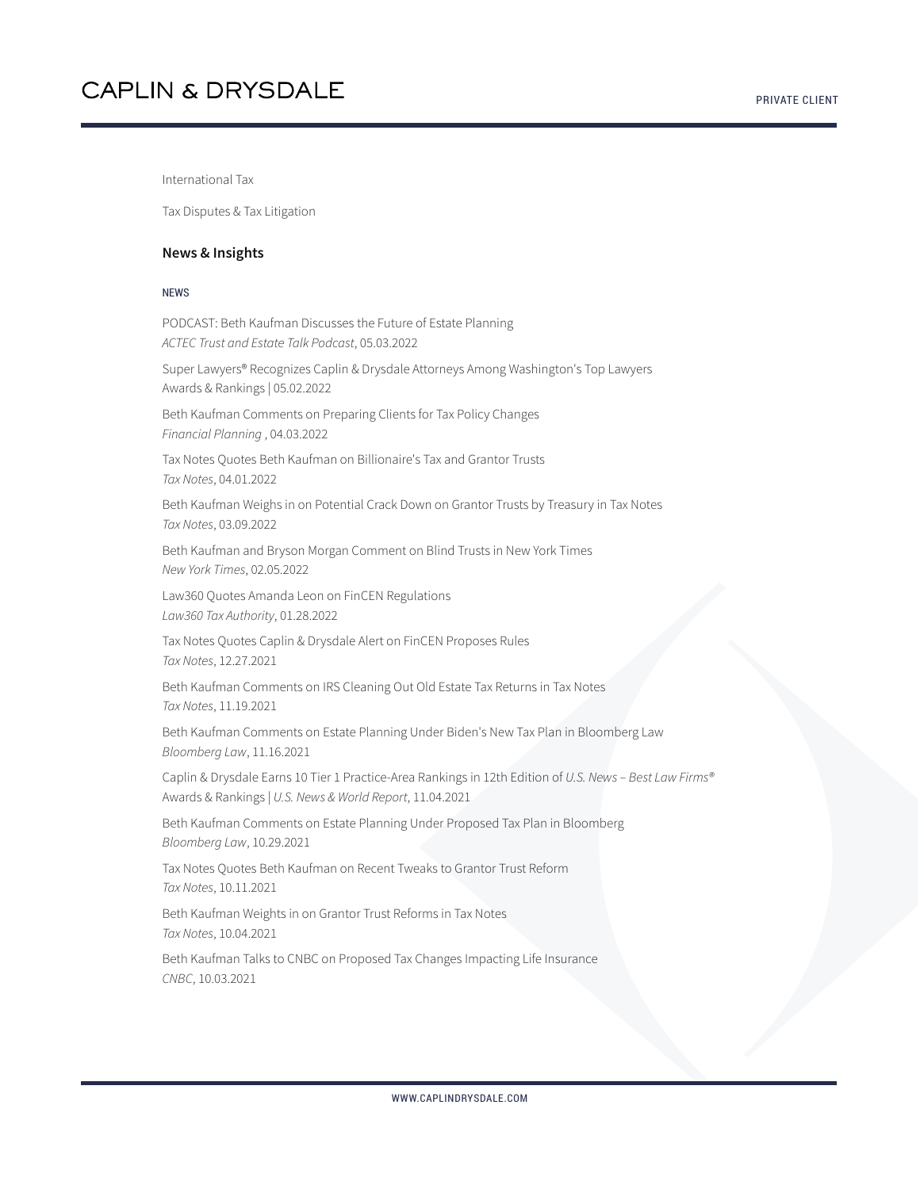International Tax

Tax Disputes & Tax Litigation

## News & Insights

NEWS

PODCAST: Beth Kaufman Discusses the Future of Estate Planning
*ACTEC Trust and Estate Talk Podcast*, 05.03.2022

Super Lawyers® Recognizes Caplin & Drysdale Attorneys Among Washington's Top Lawyers
Awards & Rankings | 05.02.2022

Beth Kaufman Comments on Preparing Clients for Tax Policy Changes
*Financial Planning* , 04.03.2022

Tax Notes Quotes Beth Kaufman on Billionaire's Tax and Grantor Trusts
*Tax Notes*, 04.01.2022

Beth Kaufman Weighs in on Potential Crack Down on Grantor Trusts by Treasury in Tax Notes
*Tax Notes*, 03.09.2022

Beth Kaufman and Bryson Morgan Comment on Blind Trusts in New York Times
*New York Times*, 02.05.2022

Law360 Quotes Amanda Leon on FinCEN Regulations
*Law360 Tax Authority*, 01.28.2022

Tax Notes Quotes Caplin & Drysdale Alert on FinCEN Proposes Rules
*Tax Notes*, 12.27.2021

Beth Kaufman Comments on IRS Cleaning Out Old Estate Tax Returns in Tax Notes
*Tax Notes*, 11.19.2021

Beth Kaufman Comments on Estate Planning Under Biden's New Tax Plan in Bloomberg Law
*Bloomberg Law*, 11.16.2021

Caplin & Drysdale Earns 10 Tier 1 Practice-Area Rankings in 12th Edition of *U.S. News – Best Law Firms®*
Awards & Rankings | *U.S. News & World Report*, 11.04.2021

Beth Kaufman Comments on Estate Planning Under Proposed Tax Plan in Bloomberg
*Bloomberg Law*, 10.29.2021

Tax Notes Quotes Beth Kaufman on Recent Tweaks to Grantor Trust Reform
*Tax Notes*, 10.11.2021

Beth Kaufman Weights in on Grantor Trust Reforms in Tax Notes
*Tax Notes*, 10.04.2021

Beth Kaufman Talks to CNBC on Proposed Tax Changes Impacting Life Insurance
*CNBC*, 10.03.2021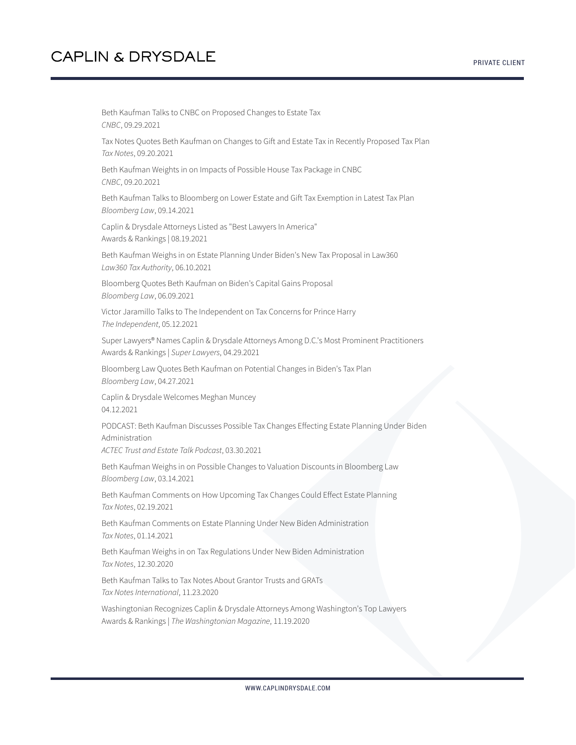Beth Kaufman Talks to CNBC on Proposed Changes to Estate Tax
*CNBC*, 09.29.2021

Tax Notes Quotes Beth Kaufman on Changes to Gift and Estate Tax in Recently Proposed Tax Plan
*Tax Notes*, 09.20.2021

Beth Kaufman Weights in on Impacts of Possible House Tax Package in CNBC
*CNBC*, 09.20.2021

Beth Kaufman Talks to Bloomberg on Lower Estate and Gift Tax Exemption in Latest Tax Plan
*Bloomberg Law*, 09.14.2021

Caplin & Drysdale Attorneys Listed as "Best Lawyers In America"
Awards & Rankings | 08.19.2021

Beth Kaufman Weighs in on Estate Planning Under Biden's New Tax Proposal in Law360
*Law360 Tax Authority*, 06.10.2021

Bloomberg Quotes Beth Kaufman on Biden's Capital Gains Proposal
*Bloomberg Law*, 06.09.2021

Victor Jaramillo Talks to The Independent on Tax Concerns for Prince Harry
*The Independent*, 05.12.2021

Super Lawyers® Names Caplin & Drysdale Attorneys Among D.C.'s Most Prominent Practitioners
Awards & Rankings | *Super Lawyers*, 04.29.2021

Bloomberg Law Quotes Beth Kaufman on Potential Changes in Biden's Tax Plan
*Bloomberg Law*, 04.27.2021

Caplin & Drysdale Welcomes Meghan Muncey
04.12.2021

PODCAST: Beth Kaufman Discusses Possible Tax Changes Effecting Estate Planning Under Biden Administration
*ACTEC Trust and Estate Talk Podcast*, 03.30.2021

Beth Kaufman Weighs in on Possible Changes to Valuation Discounts in Bloomberg Law
*Bloomberg Law*, 03.14.2021

Beth Kaufman Comments on How Upcoming Tax Changes Could Effect Estate Planning
*Tax Notes*, 02.19.2021

Beth Kaufman Comments on Estate Planning Under New Biden Administration
*Tax Notes*, 01.14.2021

Beth Kaufman Weighs in on Tax Regulations Under New Biden Administration
*Tax Notes*, 12.30.2020

Beth Kaufman Talks to Tax Notes About Grantor Trusts and GRATs
*Tax Notes International*, 11.23.2020

Washingtonian Recognizes Caplin & Drysdale Attorneys Among Washington's Top Lawyers
Awards & Rankings | *The Washingtonian Magazine*, 11.19.2020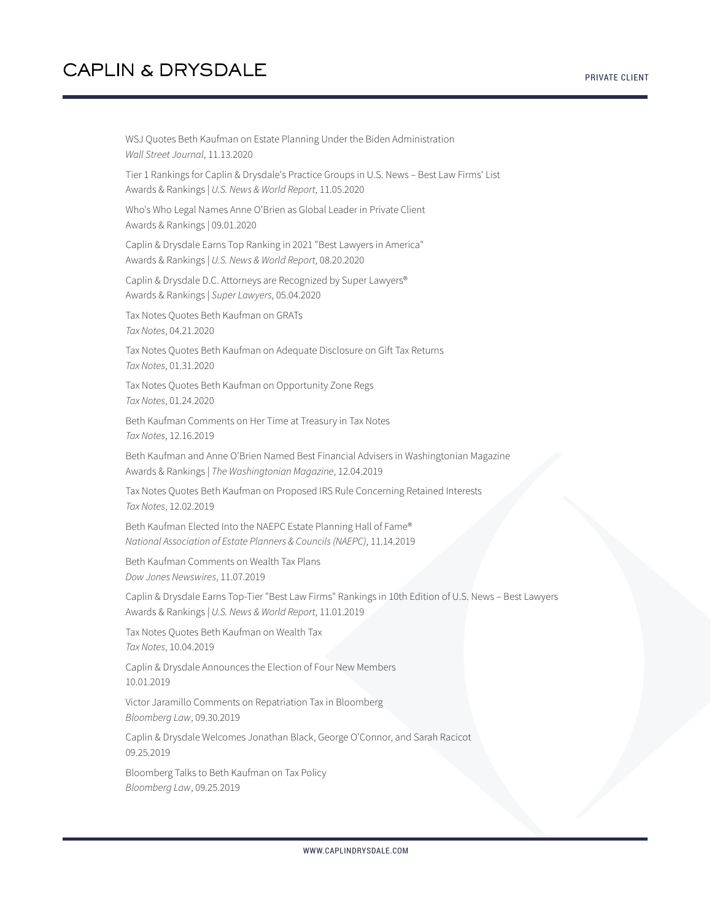WSJ Quotes Beth Kaufman on Estate Planning Under the Biden Administration
*Wall Street Journal*, 11.13.2020

Tier 1 Rankings for Caplin & Drysdale's Practice Groups in U.S. News – Best Law Firms' List
Awards & Rankings | *U.S. News & World Report*, 11.05.2020

Who's Who Legal Names Anne O'Brien as Global Leader in Private Client
Awards & Rankings | 09.01.2020

Caplin & Drysdale Earns Top Ranking in 2021 "Best Lawyers in America"
Awards & Rankings | *U.S. News & World Report*, 08.20.2020

Caplin & Drysdale D.C. Attorneys are Recognized by Super Lawyers®
Awards & Rankings | *Super Lawyers*, 05.04.2020

Tax Notes Quotes Beth Kaufman on GRATs
*Tax Notes*, 04.21.2020

Tax Notes Quotes Beth Kaufman on Adequate Disclosure on Gift Tax Returns
*Tax Notes*, 01.31.2020

Tax Notes Quotes Beth Kaufman on Opportunity Zone Regs
*Tax Notes*, 01.24.2020

Beth Kaufman Comments on Her Time at Treasury in Tax Notes
*Tax Notes*, 12.16.2019

Beth Kaufman and Anne O'Brien Named Best Financial Advisers in Washingtonian Magazine
Awards & Rankings | *The Washingtonian Magazine*, 12.04.2019

Tax Notes Quotes Beth Kaufman on Proposed IRS Rule Concerning Retained Interests
*Tax Notes*, 12.02.2019

Beth Kaufman Elected Into the NAEPC Estate Planning Hall of Fame®
*National Association of Estate Planners & Councils (NAEPC)*, 11.14.2019

Beth Kaufman Comments on Wealth Tax Plans
*Dow Jones Newswires*, 11.07.2019

Caplin & Drysdale Earns Top-Tier "Best Law Firms" Rankings in 10th Edition of U.S. News – Best Lawyers
Awards & Rankings | *U.S. News & World Report*, 11.01.2019

Tax Notes Quotes Beth Kaufman on Wealth Tax
*Tax Notes*, 10.04.2019

Caplin & Drysdale Announces the Election of Four New Members
10.01.2019

Victor Jaramillo Comments on Repatriation Tax in Bloomberg
*Bloomberg Law*, 09.30.2019

Caplin & Drysdale Welcomes Jonathan Black, George O'Connor, and Sarah Racicot
09.25.2019

Bloomberg Talks to Beth Kaufman on Tax Policy
*Bloomberg Law*, 09.25.2019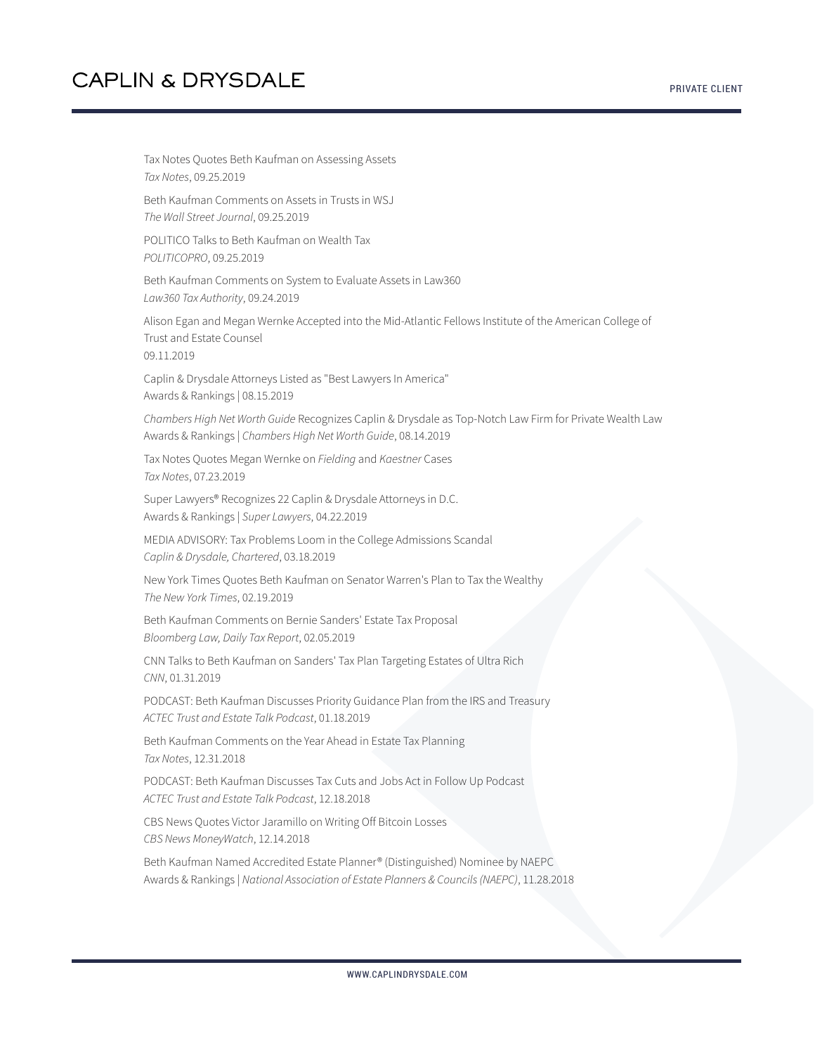Tax Notes Quotes Beth Kaufman on Assessing Assets
*Tax Notes*, 09.25.2019

Beth Kaufman Comments on Assets in Trusts in WSJ
*The Wall Street Journal*, 09.25.2019

POLITICO Talks to Beth Kaufman on Wealth Tax
*POLITICOPRO*, 09.25.2019

Beth Kaufman Comments on System to Evaluate Assets in Law360
*Law360 Tax Authority*, 09.24.2019

Alison Egan and Megan Wernke Accepted into the Mid-Atlantic Fellows Institute of the American College of Trust and Estate Counsel
09.11.2019

Caplin & Drysdale Attorneys Listed as "Best Lawyers In America"
Awards & Rankings | 08.15.2019

*Chambers High Net Worth Guide* Recognizes Caplin & Drysdale as Top-Notch Law Firm for Private Wealth Law
Awards & Rankings | *Chambers High Net Worth Guide*, 08.14.2019

Tax Notes Quotes Megan Wernke on *Fielding* and *Kaestner* Cases
*Tax Notes*, 07.23.2019

Super Lawyers® Recognizes 22 Caplin & Drysdale Attorneys in D.C.
Awards & Rankings | *Super Lawyers*, 04.22.2019

MEDIA ADVISORY: Tax Problems Loom in the College Admissions Scandal
*Caplin & Drysdale, Chartered*, 03.18.2019

New York Times Quotes Beth Kaufman on Senator Warren's Plan to Tax the Wealthy
*The New York Times*, 02.19.2019

Beth Kaufman Comments on Bernie Sanders' Estate Tax Proposal
*Bloomberg Law, Daily Tax Report*, 02.05.2019

CNN Talks to Beth Kaufman on Sanders' Tax Plan Targeting Estates of Ultra Rich
*CNN*, 01.31.2019

PODCAST: Beth Kaufman Discusses Priority Guidance Plan from the IRS and Treasury
*ACTEC Trust and Estate Talk Podcast*, 01.18.2019

Beth Kaufman Comments on the Year Ahead in Estate Tax Planning
*Tax Notes*, 12.31.2018

PODCAST: Beth Kaufman Discusses Tax Cuts and Jobs Act in Follow Up Podcast
*ACTEC Trust and Estate Talk Podcast*, 12.18.2018

CBS News Quotes Victor Jaramillo on Writing Off Bitcoin Losses
*CBS News MoneyWatch*, 12.14.2018

Beth Kaufman Named Accredited Estate Planner® (Distinguished) Nominee by NAEPC
Awards & Rankings | *National Association of Estate Planners & Councils (NAEPC)*, 11.28.2018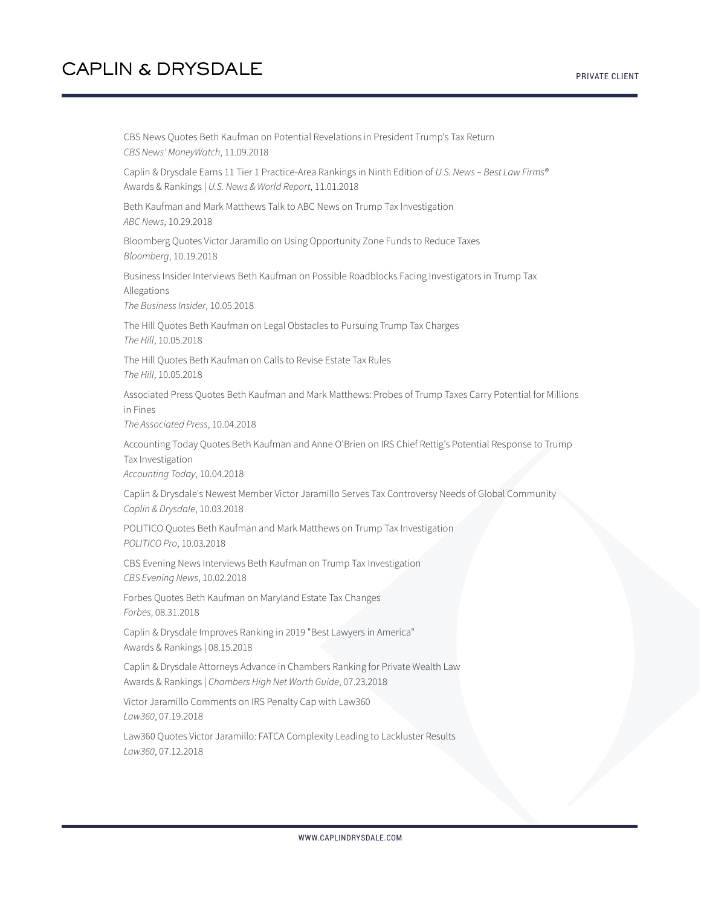CBS News Quotes Beth Kaufman on Potential Revelations in President Trump's Tax Return
*CBS News' MoneyWatch*, 11.09.2018

Caplin & Drysdale Earns 11 Tier 1 Practice-Area Rankings in Ninth Edition of *U.S. News – Best Law Firms®*
Awards & Rankings | *U.S. News & World Report*, 11.01.2018

Beth Kaufman and Mark Matthews Talk to ABC News on Trump Tax Investigation
*ABC News*, 10.29.2018

Bloomberg Quotes Victor Jaramillo on Using Opportunity Zone Funds to Reduce Taxes
*Bloomberg*, 10.19.2018

Business Insider Interviews Beth Kaufman on Possible Roadblocks Facing Investigators in Trump Tax Allegations
*The Business Insider*, 10.05.2018

The Hill Quotes Beth Kaufman on Legal Obstacles to Pursuing Trump Tax Charges
*The Hill*, 10.05.2018

The Hill Quotes Beth Kaufman on Calls to Revise Estate Tax Rules
*The Hill*, 10.05.2018

Associated Press Quotes Beth Kaufman and Mark Matthews: Probes of Trump Taxes Carry Potential for Millions in Fines
*The Associated Press*, 10.04.2018

Accounting Today Quotes Beth Kaufman and Anne O'Brien on IRS Chief Rettig's Potential Response to Trump Tax Investigation
*Accounting Today*, 10.04.2018

Caplin & Drysdale's Newest Member Victor Jaramillo Serves Tax Controversy Needs of Global Community
*Caplin & Drysdale*, 10.03.2018

POLITICO Quotes Beth Kaufman and Mark Matthews on Trump Tax Investigation
*POLITICO Pro*, 10.03.2018

CBS Evening News Interviews Beth Kaufman on Trump Tax Investigation
*CBS Evening News*, 10.02.2018

Forbes Quotes Beth Kaufman on Maryland Estate Tax Changes
*Forbes*, 08.31.2018

Caplin & Drysdale Improves Ranking in 2019 "Best Lawyers in America"
Awards & Rankings | 08.15.2018

Caplin & Drysdale Attorneys Advance in Chambers Ranking for Private Wealth Law
Awards & Rankings | *Chambers High Net Worth Guide*, 07.23.2018

Victor Jaramillo Comments on IRS Penalty Cap with Law360
*Law360*, 07.19.2018

Law360 Quotes Victor Jaramillo: FATCA Complexity Leading to Lackluster Results
*Law360*, 07.12.2018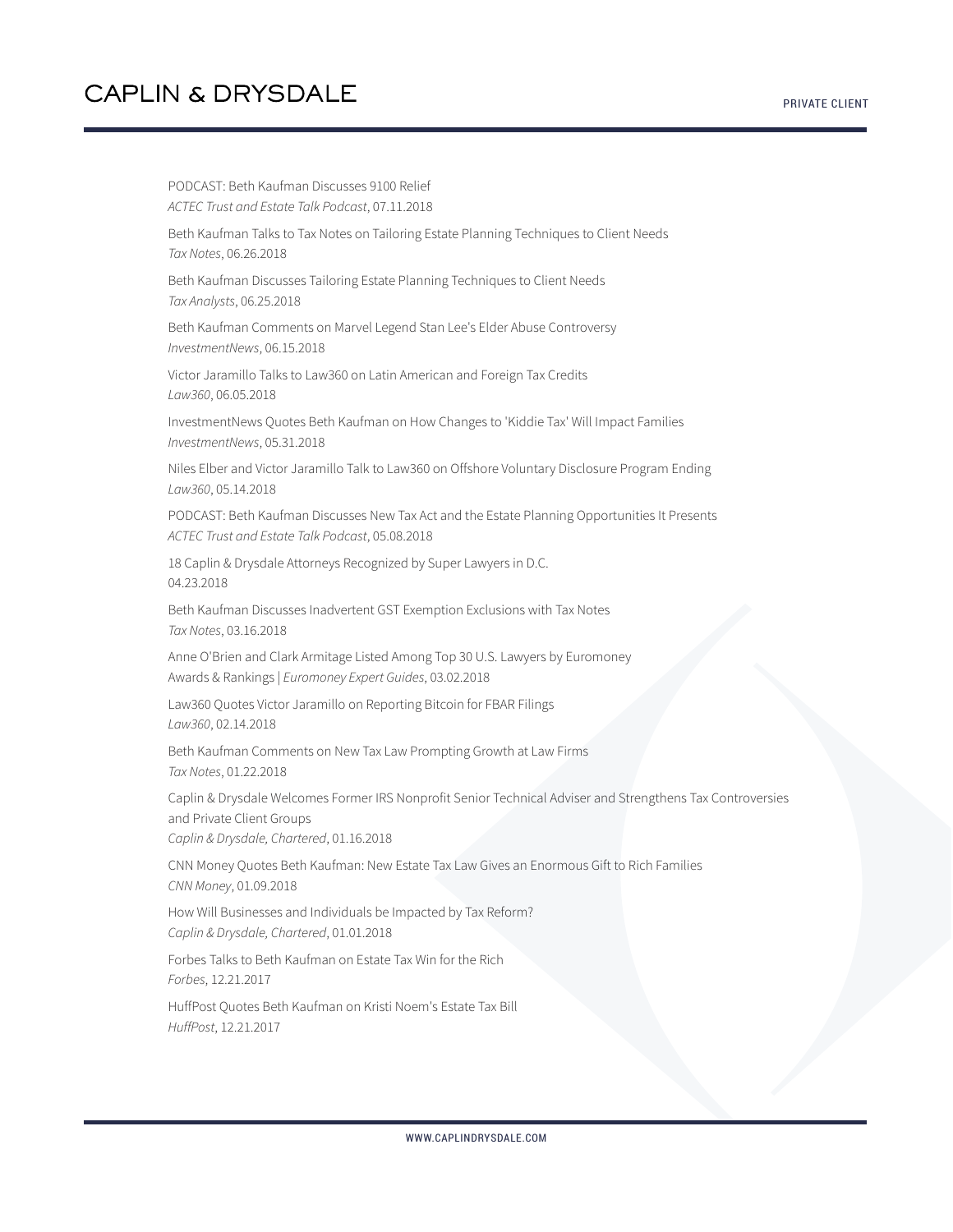PODCAST: Beth Kaufman Discusses 9100 Relief
*ACTEC Trust and Estate Talk Podcast*, 07.11.2018

Beth Kaufman Talks to Tax Notes on Tailoring Estate Planning Techniques to Client Needs
*Tax Notes*, 06.26.2018

Beth Kaufman Discusses Tailoring Estate Planning Techniques to Client Needs
*Tax Analysts*, 06.25.2018

Beth Kaufman Comments on Marvel Legend Stan Lee's Elder Abuse Controversy
*InvestmentNews*, 06.15.2018

Victor Jaramillo Talks to Law360 on Latin American and Foreign Tax Credits
*Law360*, 06.05.2018

InvestmentNews Quotes Beth Kaufman on How Changes to 'Kiddie Tax' Will Impact Families
*InvestmentNews*, 05.31.2018

Niles Elber and Victor Jaramillo Talk to Law360 on Offshore Voluntary Disclosure Program Ending
*Law360*, 05.14.2018

PODCAST: Beth Kaufman Discusses New Tax Act and the Estate Planning Opportunities It Presents
*ACTEC Trust and Estate Talk Podcast*, 05.08.2018

18 Caplin & Drysdale Attorneys Recognized by Super Lawyers in D.C.
04.23.2018

Beth Kaufman Discusses Inadvertent GST Exemption Exclusions with Tax Notes
*Tax Notes*, 03.16.2018

Anne O'Brien and Clark Armitage Listed Among Top 30 U.S. Lawyers by Euromoney
Awards & Rankings | *Euromoney Expert Guides*, 03.02.2018

Law360 Quotes Victor Jaramillo on Reporting Bitcoin for FBAR Filings
*Law360*, 02.14.2018

Beth Kaufman Comments on New Tax Law Prompting Growth at Law Firms
*Tax Notes*, 01.22.2018

Caplin & Drysdale Welcomes Former IRS Nonprofit Senior Technical Adviser and Strengthens Tax Controversies and Private Client Groups
*Caplin & Drysdale, Chartered*, 01.16.2018

CNN Money Quotes Beth Kaufman: New Estate Tax Law Gives an Enormous Gift to Rich Families
*CNN Money*, 01.09.2018

How Will Businesses and Individuals be Impacted by Tax Reform?
*Caplin & Drysdale, Chartered*, 01.01.2018

Forbes Talks to Beth Kaufman on Estate Tax Win for the Rich
*Forbes*, 12.21.2017

HuffPost Quotes Beth Kaufman on Kristi Noem's Estate Tax Bill
*HuffPost*, 12.21.2017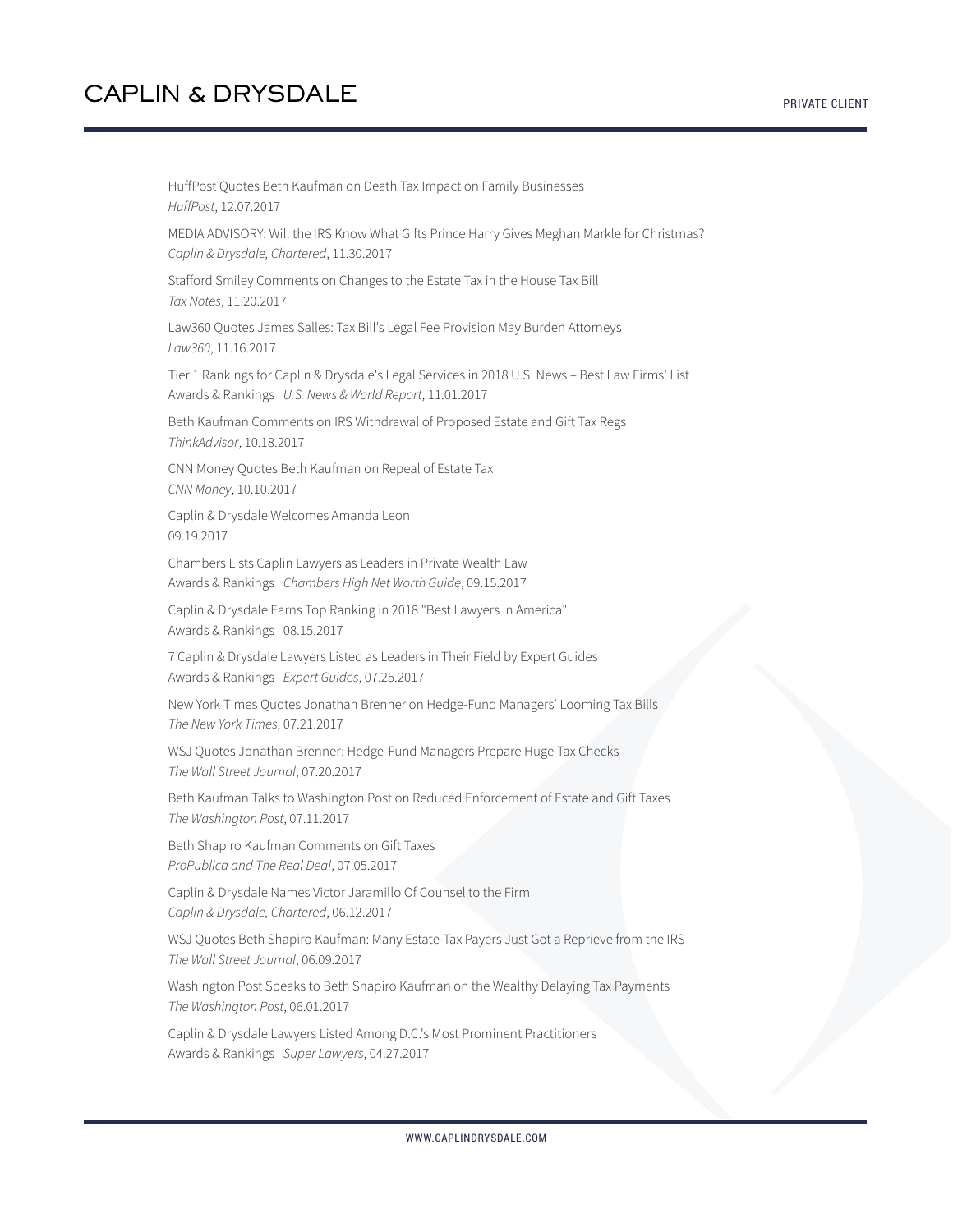HuffPost Quotes Beth Kaufman on Death Tax Impact on Family Businesses
*HuffPost*, 12.07.2017

MEDIA ADVISORY: Will the IRS Know What Gifts Prince Harry Gives Meghan Markle for Christmas?
*Caplin & Drysdale, Chartered*, 11.30.2017

Stafford Smiley Comments on Changes to the Estate Tax in the House Tax Bill
*Tax Notes*, 11.20.2017

Law360 Quotes James Salles: Tax Bill's Legal Fee Provision May Burden Attorneys
*Law360*, 11.16.2017

Tier 1 Rankings for Caplin & Drysdale's Legal Services in 2018 U.S. News – Best Law Firms' List
Awards & Rankings | *U.S. News & World Report*, 11.01.2017

Beth Kaufman Comments on IRS Withdrawal of Proposed Estate and Gift Tax Regs
*ThinkAdvisor*, 10.18.2017

CNN Money Quotes Beth Kaufman on Repeal of Estate Tax
*CNN Money*, 10.10.2017

Caplin & Drysdale Welcomes Amanda Leon
09.19.2017

Chambers Lists Caplin Lawyers as Leaders in Private Wealth Law
Awards & Rankings | *Chambers High Net Worth Guide*, 09.15.2017

Caplin & Drysdale Earns Top Ranking in 2018 "Best Lawyers in America"
Awards & Rankings | 08.15.2017

7 Caplin & Drysdale Lawyers Listed as Leaders in Their Field by Expert Guides
Awards & Rankings | *Expert Guides*, 07.25.2017

New York Times Quotes Jonathan Brenner on Hedge-Fund Managers' Looming Tax Bills
*The New York Times*, 07.21.2017

WSJ Quotes Jonathan Brenner: Hedge-Fund Managers Prepare Huge Tax Checks
*The Wall Street Journal*, 07.20.2017

Beth Kaufman Talks to Washington Post on Reduced Enforcement of Estate and Gift Taxes
*The Washington Post*, 07.11.2017

Beth Shapiro Kaufman Comments on Gift Taxes
*ProPublica and The Real Deal*, 07.05.2017

Caplin & Drysdale Names Victor Jaramillo Of Counsel to the Firm
*Caplin & Drysdale, Chartered*, 06.12.2017

WSJ Quotes Beth Shapiro Kaufman: Many Estate-Tax Payers Just Got a Reprieve from the IRS
*The Wall Street Journal*, 06.09.2017

Washington Post Speaks to Beth Shapiro Kaufman on the Wealthy Delaying Tax Payments
*The Washington Post*, 06.01.2017

Caplin & Drysdale Lawyers Listed Among D.C.'s Most Prominent Practitioners
Awards & Rankings | *Super Lawyers*, 04.27.2017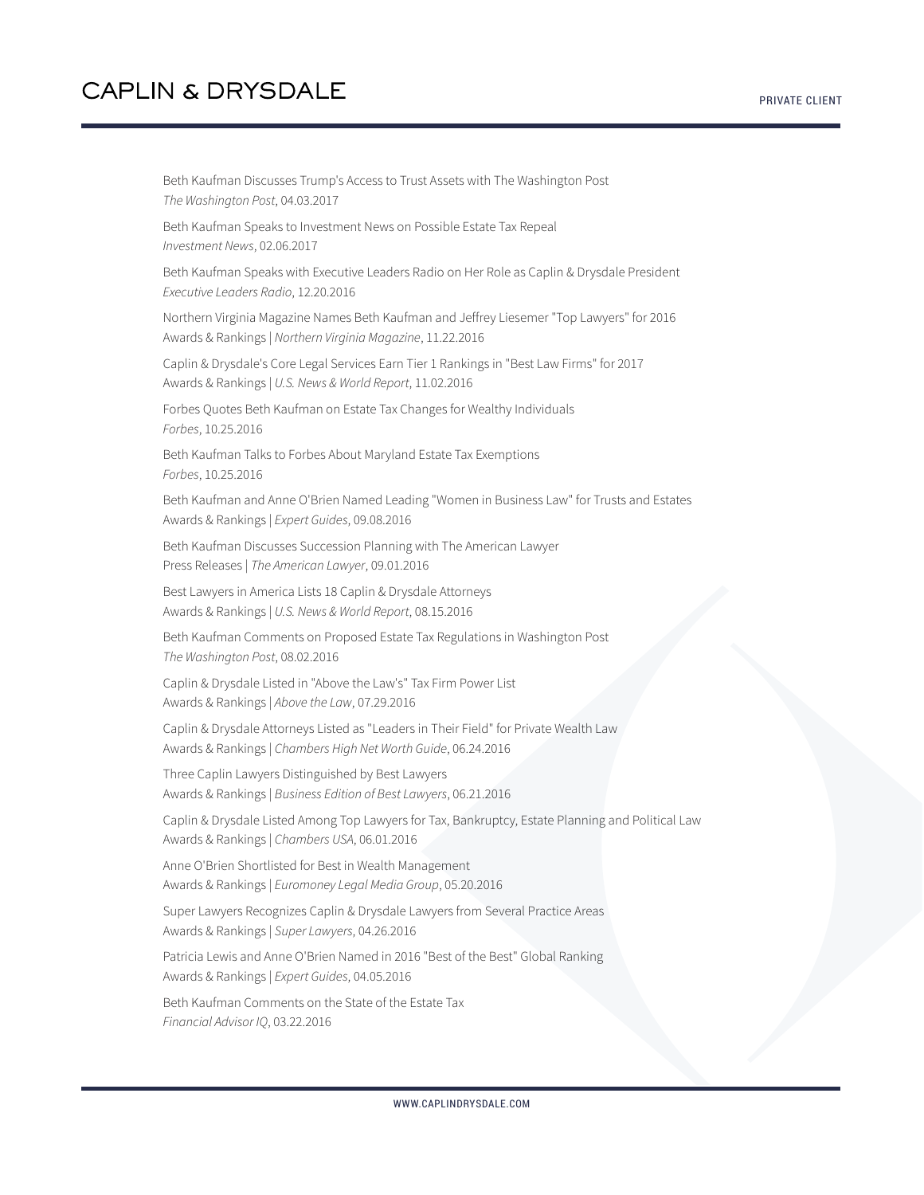Beth Kaufman Discusses Trump's Access to Trust Assets with The Washington Post
*The Washington Post*, 04.03.2017

Beth Kaufman Speaks to Investment News on Possible Estate Tax Repeal
*Investment News*, 02.06.2017

Beth Kaufman Speaks with Executive Leaders Radio on Her Role as Caplin & Drysdale President
*Executive Leaders Radio*, 12.20.2016

Northern Virginia Magazine Names Beth Kaufman and Jeffrey Liesemer "Top Lawyers" for 2016
Awards & Rankings | *Northern Virginia Magazine*, 11.22.2016

Caplin & Drysdale's Core Legal Services Earn Tier 1 Rankings in "Best Law Firms" for 2017
Awards & Rankings | *U.S. News & World Report*, 11.02.2016

Forbes Quotes Beth Kaufman on Estate Tax Changes for Wealthy Individuals
*Forbes*, 10.25.2016

Beth Kaufman Talks to Forbes About Maryland Estate Tax Exemptions
*Forbes*, 10.25.2016

Beth Kaufman and Anne O'Brien Named Leading "Women in Business Law" for Trusts and Estates
Awards & Rankings | *Expert Guides*, 09.08.2016

Beth Kaufman Discusses Succession Planning with The American Lawyer
Press Releases | *The American Lawyer*, 09.01.2016

Best Lawyers in America Lists 18 Caplin & Drysdale Attorneys
Awards & Rankings | *U.S. News & World Report*, 08.15.2016

Beth Kaufman Comments on Proposed Estate Tax Regulations in Washington Post
*The Washington Post*, 08.02.2016

Caplin & Drysdale Listed in "Above the Law's" Tax Firm Power List
Awards & Rankings | *Above the Law*, 07.29.2016

Caplin & Drysdale Attorneys Listed as "Leaders in Their Field" for Private Wealth Law
Awards & Rankings | *Chambers High Net Worth Guide*, 06.24.2016

Three Caplin Lawyers Distinguished by Best Lawyers
Awards & Rankings | *Business Edition of Best Lawyers*, 06.21.2016

Caplin & Drysdale Listed Among Top Lawyers for Tax, Bankruptcy, Estate Planning and Political Law
Awards & Rankings | *Chambers USA*, 06.01.2016

Anne O'Brien Shortlisted for Best in Wealth Management
Awards & Rankings | *Euromoney Legal Media Group*, 05.20.2016

Super Lawyers Recognizes Caplin & Drysdale Lawyers from Several Practice Areas
Awards & Rankings | *Super Lawyers*, 04.26.2016

Patricia Lewis and Anne O'Brien Named in 2016 "Best of the Best" Global Ranking
Awards & Rankings | *Expert Guides*, 04.05.2016

Beth Kaufman Comments on the State of the Estate Tax
*Financial Advisor IQ*, 03.22.2016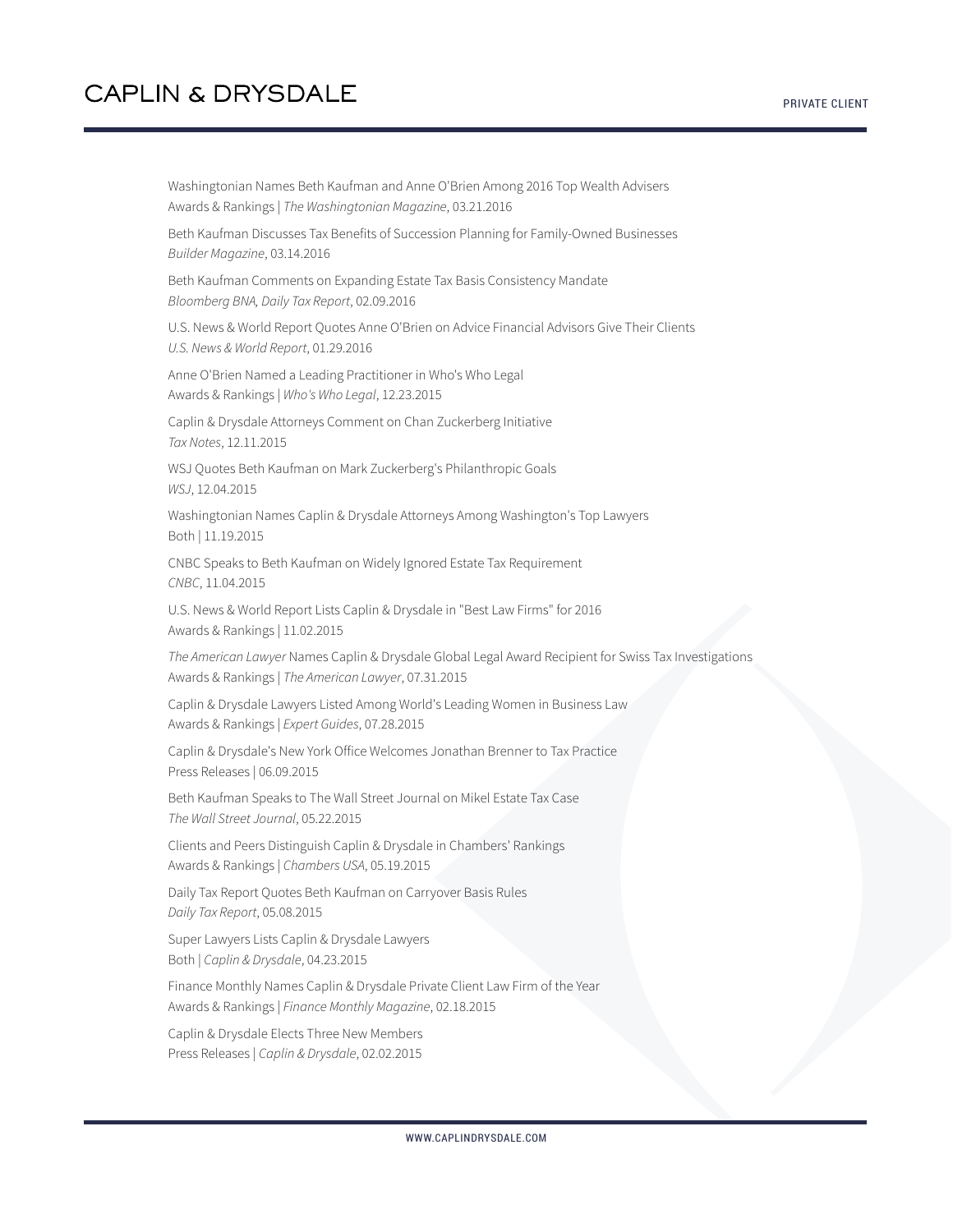Washingtonian Names Beth Kaufman and Anne O'Brien Among 2016 Top Wealth Advisers
Awards & Rankings | *The Washingtonian Magazine*, 03.21.2016

Beth Kaufman Discusses Tax Benefits of Succession Planning for Family-Owned Businesses
*Builder Magazine*, 03.14.2016

Beth Kaufman Comments on Expanding Estate Tax Basis Consistency Mandate
*Bloomberg BNA, Daily Tax Report*, 02.09.2016

U.S. News & World Report Quotes Anne O'Brien on Advice Financial Advisors Give Their Clients
*U.S. News & World Report*, 01.29.2016

Anne O'Brien Named a Leading Practitioner in Who's Who Legal
Awards & Rankings | *Who's Who Legal*, 12.23.2015

Caplin & Drysdale Attorneys Comment on Chan Zuckerberg Initiative
*Tax Notes*, 12.11.2015

WSJ Quotes Beth Kaufman on Mark Zuckerberg's Philanthropic Goals
*WSJ*, 12.04.2015

Washingtonian Names Caplin & Drysdale Attorneys Among Washington's Top Lawyers
Both | 11.19.2015

CNBC Speaks to Beth Kaufman on Widely Ignored Estate Tax Requirement
*CNBC*, 11.04.2015

U.S. News & World Report Lists Caplin & Drysdale in "Best Law Firms" for 2016
Awards & Rankings | 11.02.2015

*The American Lawyer* Names Caplin & Drysdale Global Legal Award Recipient for Swiss Tax Investigations
Awards & Rankings | *The American Lawyer*, 07.31.2015

Caplin & Drysdale Lawyers Listed Among World's Leading Women in Business Law
Awards & Rankings | *Expert Guides*, 07.28.2015

Caplin & Drysdale's New York Office Welcomes Jonathan Brenner to Tax Practice
Press Releases | 06.09.2015

Beth Kaufman Speaks to The Wall Street Journal on Mikel Estate Tax Case
*The Wall Street Journal*, 05.22.2015

Clients and Peers Distinguish Caplin & Drysdale in Chambers' Rankings
Awards & Rankings | *Chambers USA*, 05.19.2015

Daily Tax Report Quotes Beth Kaufman on Carryover Basis Rules
*Daily Tax Report*, 05.08.2015

Super Lawyers Lists Caplin & Drysdale Lawyers
Both | *Caplin & Drysdale*, 04.23.2015

Finance Monthly Names Caplin & Drysdale Private Client Law Firm of the Year
Awards & Rankings | *Finance Monthly Magazine*, 02.18.2015

Caplin & Drysdale Elects Three New Members
Press Releases | *Caplin & Drysdale*, 02.02.2015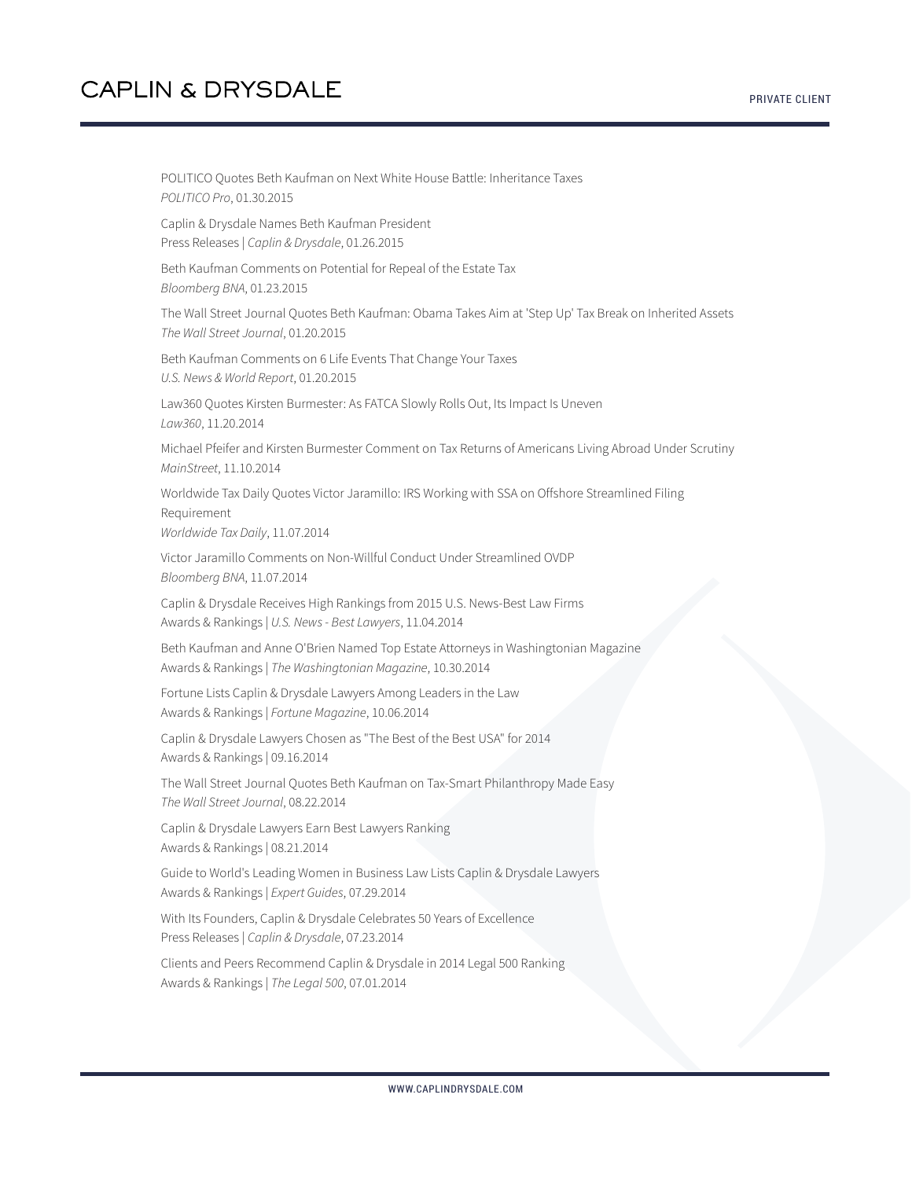POLITICO Quotes Beth Kaufman on Next White House Battle: Inheritance Taxes
*POLITICO Pro*, 01.30.2015

Caplin & Drysdale Names Beth Kaufman President
Press Releases | *Caplin & Drysdale*, 01.26.2015

Beth Kaufman Comments on Potential for Repeal of the Estate Tax
*Bloomberg BNA*, 01.23.2015

The Wall Street Journal Quotes Beth Kaufman: Obama Takes Aim at 'Step Up' Tax Break on Inherited Assets
*The Wall Street Journal*, 01.20.2015

Beth Kaufman Comments on 6 Life Events That Change Your Taxes
*U.S. News & World Report*, 01.20.2015

Law360 Quotes Kirsten Burmester: As FATCA Slowly Rolls Out, Its Impact Is Uneven
*Law360*, 11.20.2014

Michael Pfeifer and Kirsten Burmester Comment on Tax Returns of Americans Living Abroad Under Scrutiny
*MainStreet*, 11.10.2014

Worldwide Tax Daily Quotes Victor Jaramillo: IRS Working with SSA on Offshore Streamlined Filing Requirement
*Worldwide Tax Daily*, 11.07.2014

Victor Jaramillo Comments on Non-Willful Conduct Under Streamlined OVDP
*Bloomberg BNA*, 11.07.2014

Caplin & Drysdale Receives High Rankings from 2015 U.S. News-Best Law Firms
Awards & Rankings | *U.S. News - Best Lawyers*, 11.04.2014

Beth Kaufman and Anne O'Brien Named Top Estate Attorneys in Washingtonian Magazine
Awards & Rankings | *The Washingtonian Magazine*, 10.30.2014

Fortune Lists Caplin & Drysdale Lawyers Among Leaders in the Law
Awards & Rankings | *Fortune Magazine*, 10.06.2014

Caplin & Drysdale Lawyers Chosen as "The Best of the Best USA" for 2014
Awards & Rankings | 09.16.2014

The Wall Street Journal Quotes Beth Kaufman on Tax-Smart Philanthropy Made Easy
*The Wall Street Journal*, 08.22.2014

Caplin & Drysdale Lawyers Earn Best Lawyers Ranking
Awards & Rankings | 08.21.2014

Guide to World's Leading Women in Business Law Lists Caplin & Drysdale Lawyers
Awards & Rankings | *Expert Guides*, 07.29.2014

With Its Founders, Caplin & Drysdale Celebrates 50 Years of Excellence
Press Releases | *Caplin & Drysdale*, 07.23.2014

Clients and Peers Recommend Caplin & Drysdale in 2014 Legal 500 Ranking
Awards & Rankings | *The Legal 500*, 07.01.2014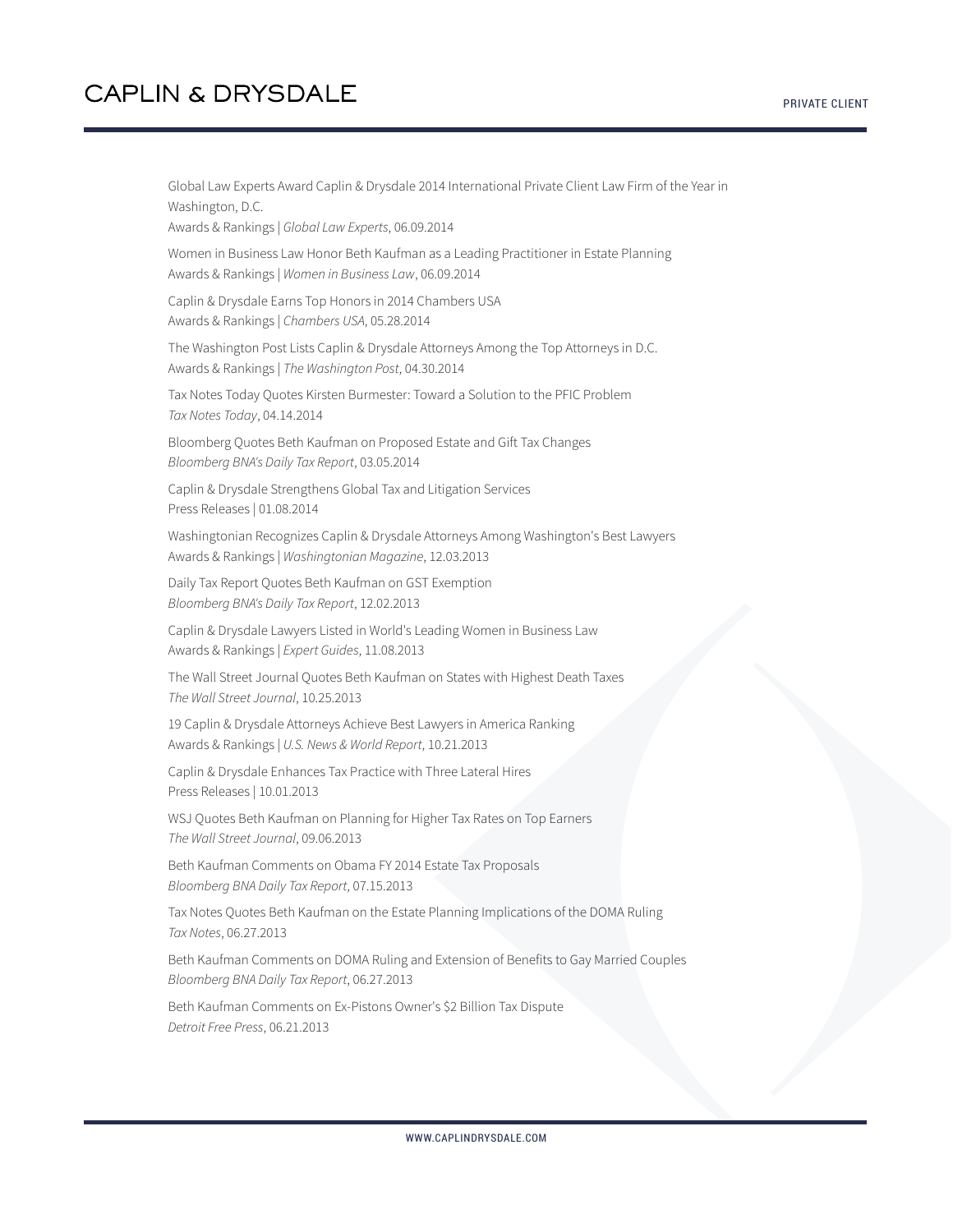Global Law Experts Award Caplin & Drysdale 2014 International Private Client Law Firm of the Year in Washington, D.C.
Awards & Rankings | *Global Law Experts*, 06.09.2014

Women in Business Law Honor Beth Kaufman as a Leading Practitioner in Estate Planning
Awards & Rankings | *Women in Business Law*, 06.09.2014

Caplin & Drysdale Earns Top Honors in 2014 Chambers USA
Awards & Rankings | *Chambers USA*, 05.28.2014

The Washington Post Lists Caplin & Drysdale Attorneys Among the Top Attorneys in D.C.
Awards & Rankings | *The Washington Post*, 04.30.2014

Tax Notes Today Quotes Kirsten Burmester: Toward a Solution to the PFIC Problem
*Tax Notes Today*, 04.14.2014

Bloomberg Quotes Beth Kaufman on Proposed Estate and Gift Tax Changes
*Bloomberg BNA's Daily Tax Report*, 03.05.2014

Caplin & Drysdale Strengthens Global Tax and Litigation Services
Press Releases | 01.08.2014

Washingtonian Recognizes Caplin & Drysdale Attorneys Among Washington's Best Lawyers
Awards & Rankings | *Washingtonian Magazine*, 12.03.2013

Daily Tax Report Quotes Beth Kaufman on GST Exemption
*Bloomberg BNA's Daily Tax Report*, 12.02.2013

Caplin & Drysdale Lawyers Listed in World's Leading Women in Business Law
Awards & Rankings | *Expert Guides*, 11.08.2013

The Wall Street Journal Quotes Beth Kaufman on States with Highest Death Taxes
*The Wall Street Journal*, 10.25.2013

19 Caplin & Drysdale Attorneys Achieve Best Lawyers in America Ranking
Awards & Rankings | *U.S. News & World Report*, 10.21.2013

Caplin & Drysdale Enhances Tax Practice with Three Lateral Hires
Press Releases | 10.01.2013

WSJ Quotes Beth Kaufman on Planning for Higher Tax Rates on Top Earners
*The Wall Street Journal*, 09.06.2013

Beth Kaufman Comments on Obama FY 2014 Estate Tax Proposals
*Bloomberg BNA Daily Tax Report*, 07.15.2013

Tax Notes Quotes Beth Kaufman on the Estate Planning Implications of the DOMA Ruling
*Tax Notes*, 06.27.2013

Beth Kaufman Comments on DOMA Ruling and Extension of Benefits to Gay Married Couples
*Bloomberg BNA Daily Tax Report*, 06.27.2013

Beth Kaufman Comments on Ex-Pistons Owner's $2 Billion Tax Dispute
*Detroit Free Press*, 06.21.2013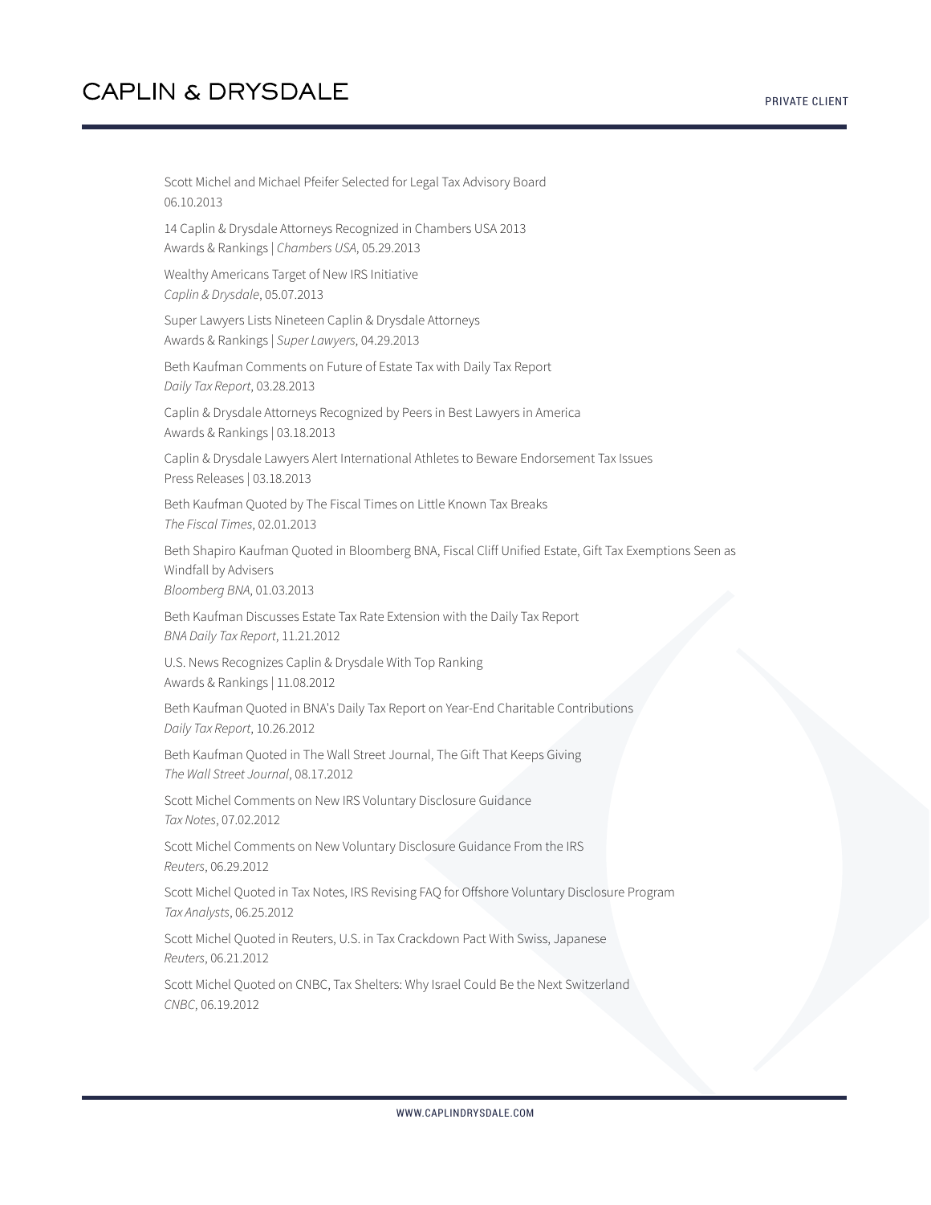Scott Michel and Michael Pfeifer Selected for Legal Tax Advisory Board
06.10.2013

14 Caplin & Drysdale Attorneys Recognized in Chambers USA 2013
Awards & Rankings | *Chambers USA*, 05.29.2013

Wealthy Americans Target of New IRS Initiative
*Caplin & Drysdale*, 05.07.2013

Super Lawyers Lists Nineteen Caplin & Drysdale Attorneys
Awards & Rankings | *Super Lawyers*, 04.29.2013

Beth Kaufman Comments on Future of Estate Tax with Daily Tax Report
*Daily Tax Report*, 03.28.2013

Caplin & Drysdale Attorneys Recognized by Peers in Best Lawyers in America
Awards & Rankings | 03.18.2013

Caplin & Drysdale Lawyers Alert International Athletes to Beware Endorsement Tax Issues
Press Releases | 03.18.2013

Beth Kaufman Quoted by The Fiscal Times on Little Known Tax Breaks
*The Fiscal Times*, 02.01.2013

Beth Shapiro Kaufman Quoted in Bloomberg BNA, Fiscal Cliff Unified Estate, Gift Tax Exemptions Seen as Windfall by Advisers
*Bloomberg BNA*, 01.03.2013

Beth Kaufman Discusses Estate Tax Rate Extension with the Daily Tax Report
*BNA Daily Tax Report*, 11.21.2012

U.S. News Recognizes Caplin & Drysdale With Top Ranking
Awards & Rankings | 11.08.2012

Beth Kaufman Quoted in BNA's Daily Tax Report on Year-End Charitable Contributions
*Daily Tax Report*, 10.26.2012

Beth Kaufman Quoted in The Wall Street Journal, The Gift That Keeps Giving
*The Wall Street Journal*, 08.17.2012

Scott Michel Comments on New IRS Voluntary Disclosure Guidance
*Tax Notes*, 07.02.2012

Scott Michel Comments on New Voluntary Disclosure Guidance From the IRS
*Reuters*, 06.29.2012

Scott Michel Quoted in Tax Notes, IRS Revising FAQ for Offshore Voluntary Disclosure Program
*Tax Analysts*, 06.25.2012

Scott Michel Quoted in Reuters, U.S. in Tax Crackdown Pact With Swiss, Japanese
*Reuters*, 06.21.2012

Scott Michel Quoted on CNBC, Tax Shelters: Why Israel Could Be the Next Switzerland
*CNBC*, 06.19.2012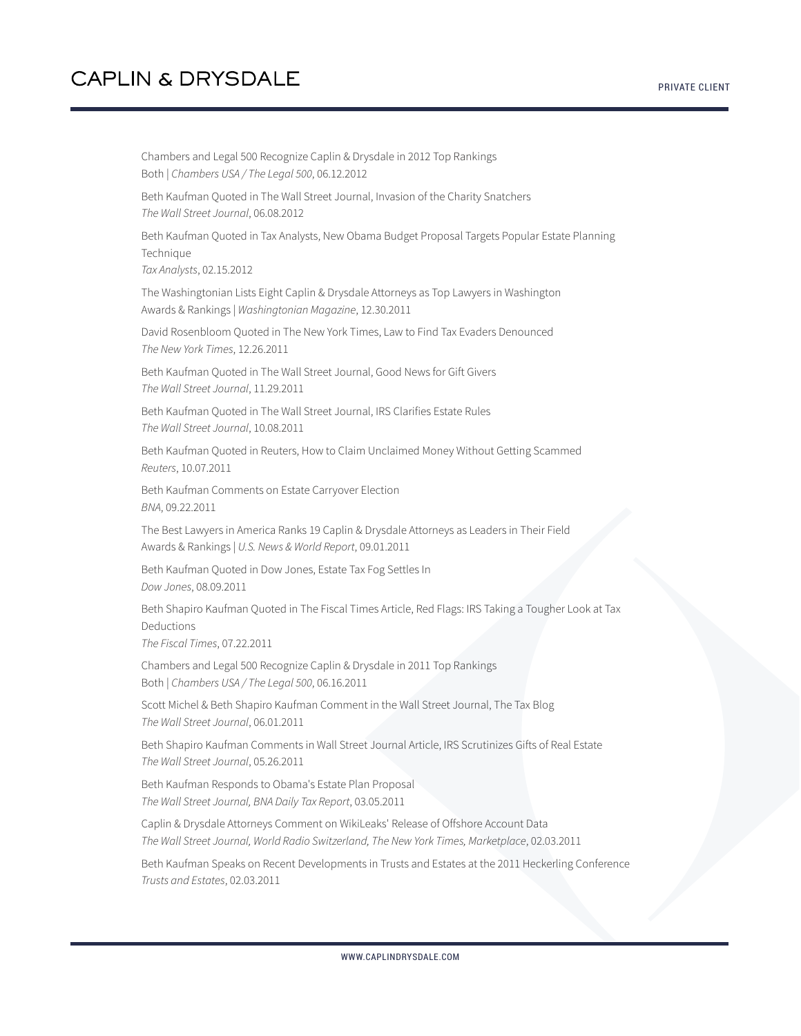Chambers and Legal 500 Recognize Caplin & Drysdale in 2012 Top Rankings
Both | *Chambers USA / The Legal 500*, 06.12.2012

Beth Kaufman Quoted in The Wall Street Journal, Invasion of the Charity Snatchers
*The Wall Street Journal*, 06.08.2012

Beth Kaufman Quoted in Tax Analysts, New Obama Budget Proposal Targets Popular Estate Planning Technique
*Tax Analysts*, 02.15.2012

The Washingtonian Lists Eight Caplin & Drysdale Attorneys as Top Lawyers in Washington
Awards & Rankings | *Washingtonian Magazine*, 12.30.2011

David Rosenbloom Quoted in The New York Times, Law to Find Tax Evaders Denounced
*The New York Times*, 12.26.2011

Beth Kaufman Quoted in The Wall Street Journal, Good News for Gift Givers
*The Wall Street Journal*, 11.29.2011

Beth Kaufman Quoted in The Wall Street Journal, IRS Clarifies Estate Rules
*The Wall Street Journal*, 10.08.2011

Beth Kaufman Quoted in Reuters, How to Claim Unclaimed Money Without Getting Scammed
*Reuters*, 10.07.2011

Beth Kaufman Comments on Estate Carryover Election
*BNA*, 09.22.2011

The Best Lawyers in America Ranks 19 Caplin & Drysdale Attorneys as Leaders in Their Field
Awards & Rankings | *U.S. News & World Report*, 09.01.2011

Beth Kaufman Quoted in Dow Jones, Estate Tax Fog Settles In
*Dow Jones*, 08.09.2011

Beth Shapiro Kaufman Quoted in The Fiscal Times Article, Red Flags: IRS Taking a Tougher Look at Tax Deductions
*The Fiscal Times*, 07.22.2011

Chambers and Legal 500 Recognize Caplin & Drysdale in 2011 Top Rankings
Both | *Chambers USA / The Legal 500*, 06.16.2011

Scott Michel & Beth Shapiro Kaufman Comment in the Wall Street Journal, The Tax Blog
*The Wall Street Journal*, 06.01.2011

Beth Shapiro Kaufman Comments in Wall Street Journal Article, IRS Scrutinizes Gifts of Real Estate
*The Wall Street Journal*, 05.26.2011

Beth Kaufman Responds to Obama's Estate Plan Proposal
*The Wall Street Journal, BNA Daily Tax Report*, 03.05.2011

Caplin & Drysdale Attorneys Comment on WikiLeaks' Release of Offshore Account Data
*The Wall Street Journal, World Radio Switzerland, The New York Times, Marketplace*, 02.03.2011

Beth Kaufman Speaks on Recent Developments in Trusts and Estates at the 2011 Heckerling Conference
*Trusts and Estates*, 02.03.2011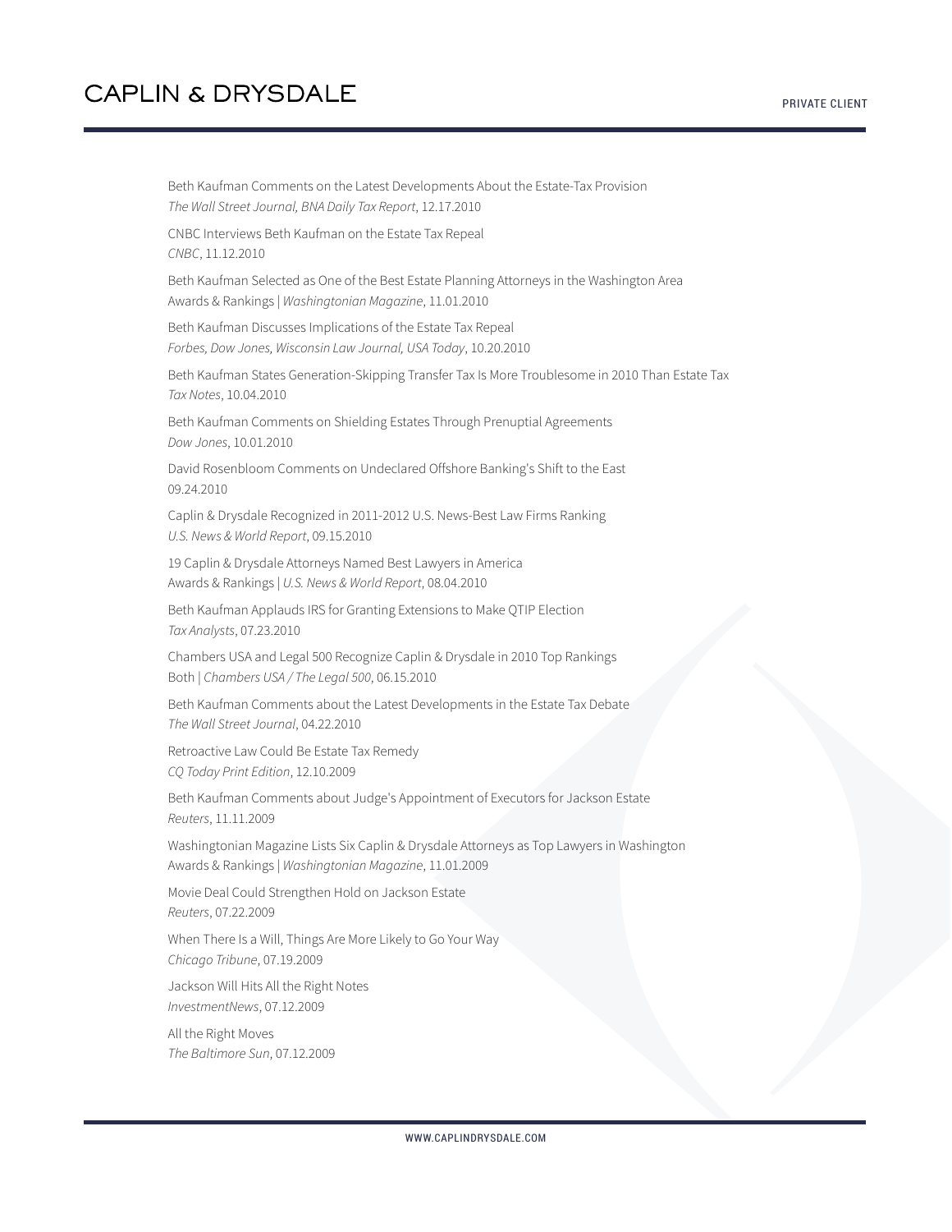Beth Kaufman Comments on the Latest Developments About the Estate-Tax Provision
*The Wall Street Journal, BNA Daily Tax Report*, 12.17.2010

CNBC Interviews Beth Kaufman on the Estate Tax Repeal
*CNBC*, 11.12.2010

Beth Kaufman Selected as One of the Best Estate Planning Attorneys in the Washington Area
Awards & Rankings | *Washingtonian Magazine*, 11.01.2010

Beth Kaufman Discusses Implications of the Estate Tax Repeal
*Forbes, Dow Jones, Wisconsin Law Journal, USA Today*, 10.20.2010

Beth Kaufman States Generation-Skipping Transfer Tax Is More Troublesome in 2010 Than Estate Tax
*Tax Notes*, 10.04.2010

Beth Kaufman Comments on Shielding Estates Through Prenuptial Agreements
*Dow Jones*, 10.01.2010

David Rosenbloom Comments on Undeclared Offshore Banking's Shift to the East
09.24.2010

Caplin & Drysdale Recognized in 2011-2012 U.S. News-Best Law Firms Ranking
*U.S. News & World Report*, 09.15.2010

19 Caplin & Drysdale Attorneys Named Best Lawyers in America
Awards & Rankings | *U.S. News & World Report*, 08.04.2010

Beth Kaufman Applauds IRS for Granting Extensions to Make QTIP Election
*Tax Analysts*, 07.23.2010

Chambers USA and Legal 500 Recognize Caplin & Drysdale in 2010 Top Rankings
Both | *Chambers USA / The Legal 500*, 06.15.2010

Beth Kaufman Comments about the Latest Developments in the Estate Tax Debate
*The Wall Street Journal*, 04.22.2010

Retroactive Law Could Be Estate Tax Remedy
*CQ Today Print Edition*, 12.10.2009

Beth Kaufman Comments about Judge's Appointment of Executors for Jackson Estate
*Reuters*, 11.11.2009

Washingtonian Magazine Lists Six Caplin & Drysdale Attorneys as Top Lawyers in Washington
Awards & Rankings | *Washingtonian Magazine*, 11.01.2009

Movie Deal Could Strengthen Hold on Jackson Estate
*Reuters*, 07.22.2009

When There Is a Will, Things Are More Likely to Go Your Way
*Chicago Tribune*, 07.19.2009

Jackson Will Hits All the Right Notes
*InvestmentNews*, 07.12.2009

All the Right Moves
*The Baltimore Sun*, 07.12.2009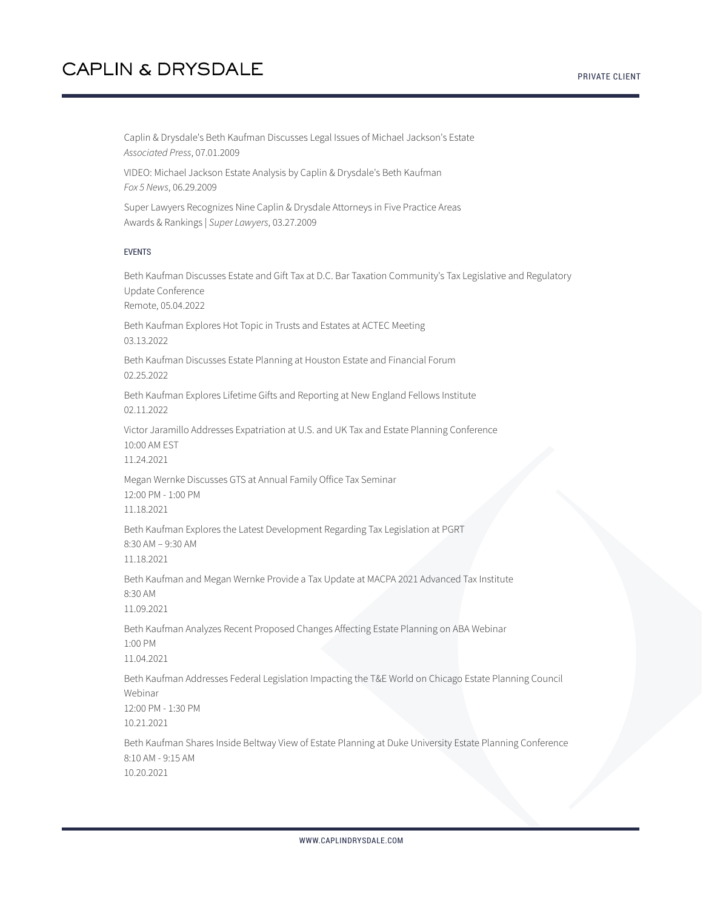Caplin & Drysdale's Beth Kaufman Discusses Legal Issues of Michael Jackson's Estate
*Associated Press*, 07.01.2009

VIDEO: Michael Jackson Estate Analysis by Caplin & Drysdale's Beth Kaufman
*Fox 5 News*, 06.29.2009

Super Lawyers Recognizes Nine Caplin & Drysdale Attorneys in Five Practice Areas
Awards & Rankings | *Super Lawyers*, 03.27.2009

#### EVENTS

Beth Kaufman Discusses Estate and Gift Tax at D.C. Bar Taxation Community's Tax Legislative and Regulatory Update Conference
Remote, 05.04.2022

Beth Kaufman Explores Hot Topic in Trusts and Estates at ACTEC Meeting
03.13.2022

Beth Kaufman Discusses Estate Planning at Houston Estate and Financial Forum
02.25.2022

Beth Kaufman Explores Lifetime Gifts and Reporting at New England Fellows Institute
02.11.2022

Victor Jaramillo Addresses Expatriation at U.S. and UK Tax and Estate Planning Conference
10:00 AM EST
11.24.2021

Megan Wernke Discusses GTS at Annual Family Office Tax Seminar
12:00 PM - 1:00 PM
11.18.2021

Beth Kaufman Explores the Latest Development Regarding Tax Legislation at PGRT
8:30 AM – 9:30 AM
11.18.2021

Beth Kaufman and Megan Wernke Provide a Tax Update at MACPA 2021 Advanced Tax Institute
8:30 AM
11.09.2021

Beth Kaufman Analyzes Recent Proposed Changes Affecting Estate Planning on ABA Webinar
1:00 PM
11.04.2021

Beth Kaufman Addresses Federal Legislation Impacting the T&E World on Chicago Estate Planning Council Webinar
12:00 PM - 1:30 PM
10.21.2021

Beth Kaufman Shares Inside Beltway View of Estate Planning at Duke University Estate Planning Conference
8:10 AM - 9:15 AM
10.20.2021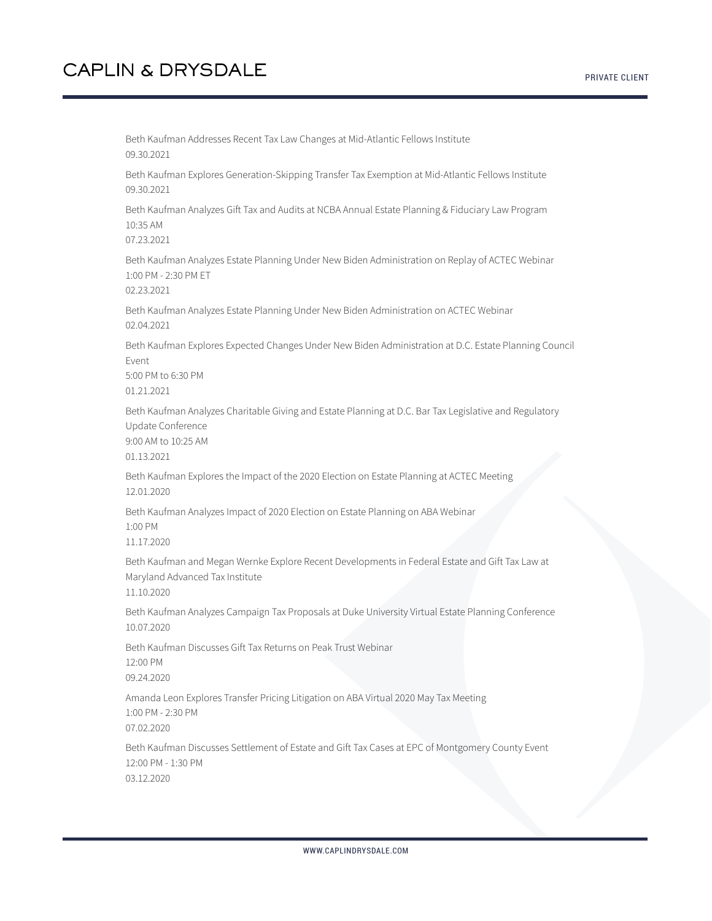Beth Kaufman Addresses Recent Tax Law Changes at Mid-Atlantic Fellows Institute
09.30.2021

Beth Kaufman Explores Generation-Skipping Transfer Tax Exemption at Mid-Atlantic Fellows Institute
09.30.2021

Beth Kaufman Analyzes Gift Tax and Audits at NCBA Annual Estate Planning & Fiduciary Law Program
10:35 AM
07.23.2021

Beth Kaufman Analyzes Estate Planning Under New Biden Administration on Replay of ACTEC Webinar
1:00 PM - 2:30 PM ET
02.23.2021

Beth Kaufman Analyzes Estate Planning Under New Biden Administration on ACTEC Webinar
02.04.2021

Beth Kaufman Explores Expected Changes Under New Biden Administration at D.C. Estate Planning Council Event
5:00 PM to 6:30 PM
01.21.2021

Beth Kaufman Analyzes Charitable Giving and Estate Planning at D.C. Bar Tax Legislative and Regulatory Update Conference
9:00 AM to 10:25 AM
01.13.2021

Beth Kaufman Explores the Impact of the 2020 Election on Estate Planning at ACTEC Meeting
12.01.2020

Beth Kaufman Analyzes Impact of 2020 Election on Estate Planning on ABA Webinar
1:00 PM
11.17.2020

Beth Kaufman and Megan Wernke Explore Recent Developments in Federal Estate and Gift Tax Law at Maryland Advanced Tax Institute
11.10.2020

Beth Kaufman Analyzes Campaign Tax Proposals at Duke University Virtual Estate Planning Conference
10.07.2020

Beth Kaufman Discusses Gift Tax Returns on Peak Trust Webinar
12:00 PM
09.24.2020

Amanda Leon Explores Transfer Pricing Litigation on ABA Virtual 2020 May Tax Meeting
1:00 PM - 2:30 PM
07.02.2020

Beth Kaufman Discusses Settlement of Estate and Gift Tax Cases at EPC of Montgomery County Event
12:00 PM - 1:30 PM
03.12.2020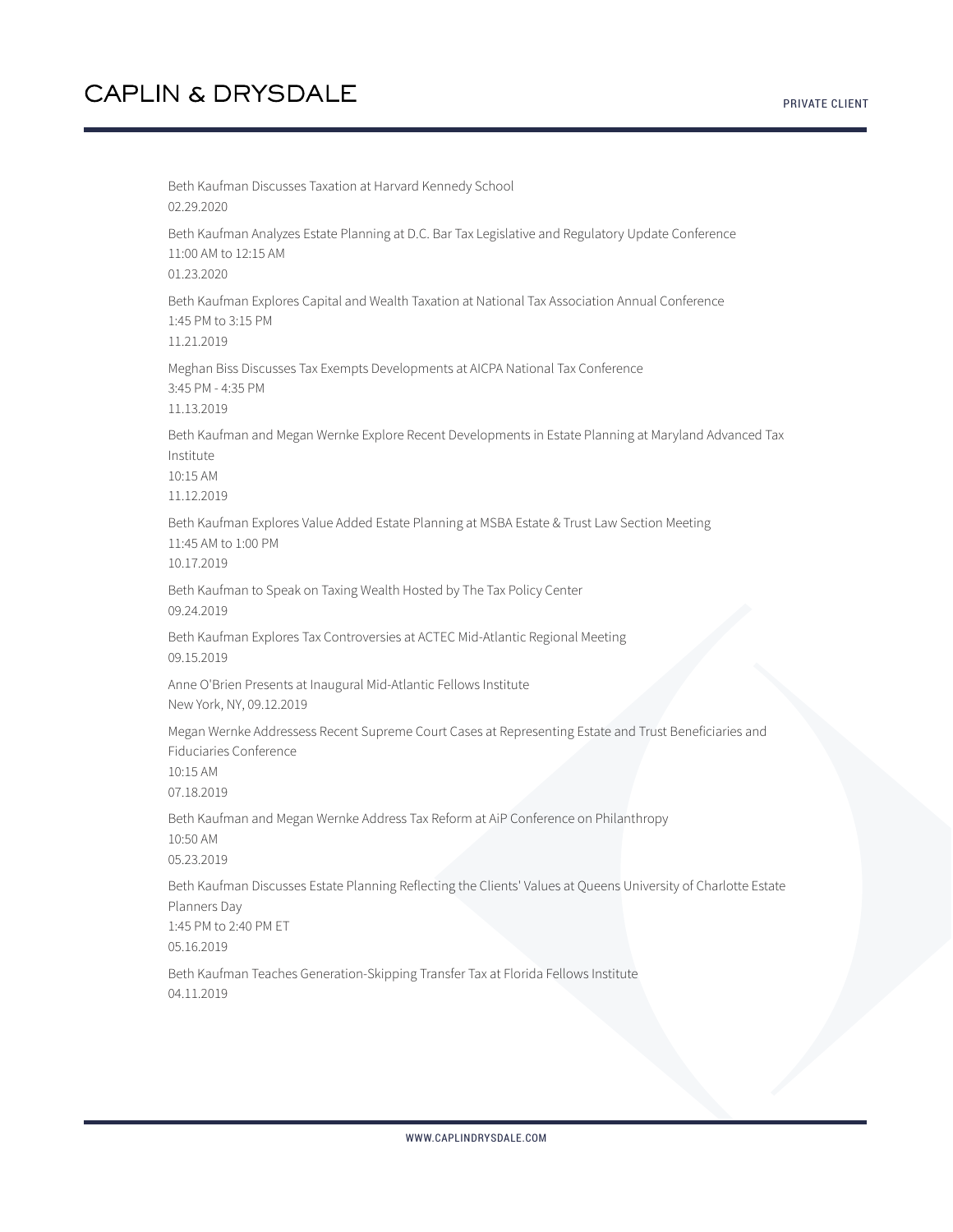Beth Kaufman Discusses Taxation at Harvard Kennedy School
02.29.2020

Beth Kaufman Analyzes Estate Planning at D.C. Bar Tax Legislative and Regulatory Update Conference
11:00 AM to 12:15 AM
01.23.2020

Beth Kaufman Explores Capital and Wealth Taxation at National Tax Association Annual Conference
1:45 PM to 3:15 PM
11.21.2019

Meghan Biss Discusses Tax Exempts Developments at AICPA National Tax Conference
3:45 PM - 4:35 PM
11.13.2019

Beth Kaufman and Megan Wernke Explore Recent Developments in Estate Planning at Maryland Advanced Tax Institute
10:15 AM
11.12.2019

Beth Kaufman Explores Value Added Estate Planning at MSBA Estate & Trust Law Section Meeting
11:45 AM to 1:00 PM
10.17.2019

Beth Kaufman to Speak on Taxing Wealth Hosted by The Tax Policy Center
09.24.2019

Beth Kaufman Explores Tax Controversies at ACTEC Mid-Atlantic Regional Meeting
09.15.2019

Anne O'Brien Presents at Inaugural Mid-Atlantic Fellows Institute
New York, NY, 09.12.2019

Megan Wernke Addressess Recent Supreme Court Cases at Representing Estate and Trust Beneficiaries and Fiduciaries Conference
10:15 AM
07.18.2019

Beth Kaufman and Megan Wernke Address Tax Reform at AiP Conference on Philanthropy
10:50 AM
05.23.2019

Beth Kaufman Discusses Estate Planning Reflecting the Clients' Values at Queens University of Charlotte Estate Planners Day
1:45 PM to 2:40 PM ET
05.16.2019

Beth Kaufman Teaches Generation-Skipping Transfer Tax at Florida Fellows Institute
04.11.2019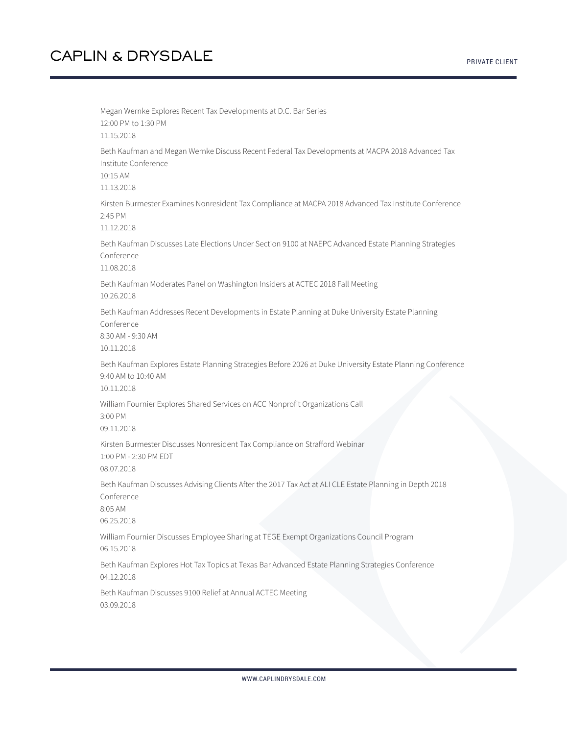Megan Wernke Explores Recent Tax Developments at D.C. Bar Series
12:00 PM to 1:30 PM
11.15.2018

Beth Kaufman and Megan Wernke Discuss Recent Federal Tax Developments at MACPA 2018 Advanced Tax Institute Conference
10:15 AM
11.13.2018

Kirsten Burmester Examines Nonresident Tax Compliance at MACPA 2018 Advanced Tax Institute Conference
2:45 PM
11.12.2018

Beth Kaufman Discusses Late Elections Under Section 9100 at NAEPC Advanced Estate Planning Strategies Conference
11.08.2018

Beth Kaufman Moderates Panel on Washington Insiders at ACTEC 2018 Fall Meeting
10.26.2018

Beth Kaufman Addresses Recent Developments in Estate Planning at Duke University Estate Planning Conference
8:30 AM - 9:30 AM
10.11.2018

Beth Kaufman Explores Estate Planning Strategies Before 2026 at Duke University Estate Planning Conference
9:40 AM to 10:40 AM
10.11.2018

William Fournier Explores Shared Services on ACC Nonprofit Organizations Call
3:00 PM
09.11.2018

Kirsten Burmester Discusses Nonresident Tax Compliance on Strafford Webinar
1:00 PM - 2:30 PM EDT
08.07.2018

Beth Kaufman Discusses Advising Clients After the 2017 Tax Act at ALI CLE Estate Planning in Depth 2018 Conference
8:05 AM
06.25.2018

William Fournier Discusses Employee Sharing at TEGE Exempt Organizations Council Program
06.15.2018

Beth Kaufman Explores Hot Tax Topics at Texas Bar Advanced Estate Planning Strategies Conference
04.12.2018

Beth Kaufman Discusses 9100 Relief at Annual ACTEC Meeting
03.09.2018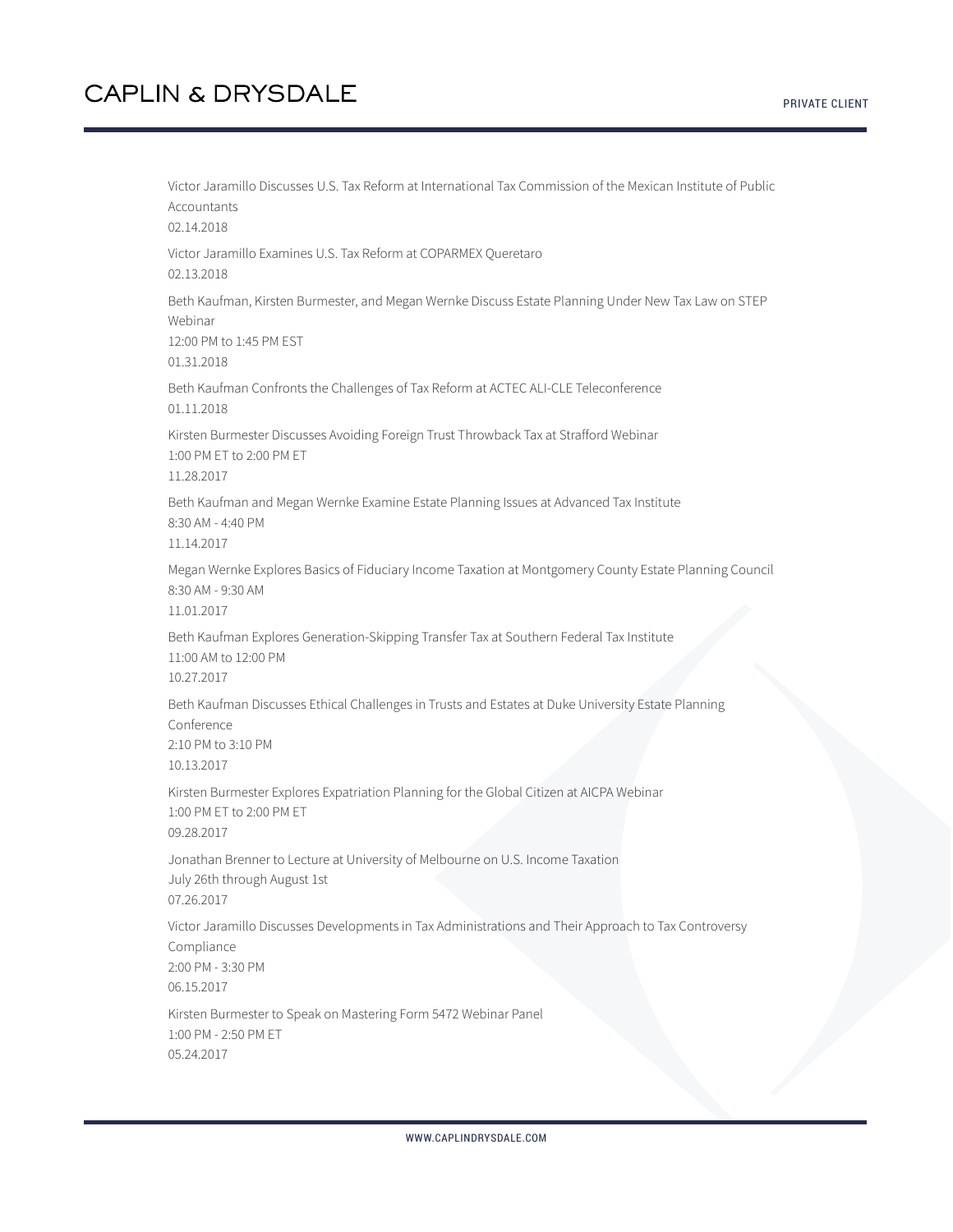Victor Jaramillo Discusses U.S. Tax Reform at International Tax Commission of the Mexican Institute of Public Accountants
02.14.2018

Victor Jaramillo Examines U.S. Tax Reform at COPARMEX Queretaro
02.13.2018

Beth Kaufman, Kirsten Burmester, and Megan Wernke Discuss Estate Planning Under New Tax Law on STEP Webinar
12:00 PM to 1:45 PM EST
01.31.2018

Beth Kaufman Confronts the Challenges of Tax Reform at ACTEC ALI-CLE Teleconference
01.11.2018

Kirsten Burmester Discusses Avoiding Foreign Trust Throwback Tax at Strafford Webinar
1:00 PM ET to 2:00 PM ET
11.28.2017

Beth Kaufman and Megan Wernke Examine Estate Planning Issues at Advanced Tax Institute
8:30 AM - 4:40 PM
11.14.2017

Megan Wernke Explores Basics of Fiduciary Income Taxation at Montgomery County Estate Planning Council
8:30 AM - 9:30 AM
11.01.2017

Beth Kaufman Explores Generation-Skipping Transfer Tax at Southern Federal Tax Institute
11:00 AM to 12:00 PM
10.27.2017

Beth Kaufman Discusses Ethical Challenges in Trusts and Estates at Duke University Estate Planning Conference
2:10 PM to 3:10 PM
10.13.2017

Kirsten Burmester Explores Expatriation Planning for the Global Citizen at AICPA Webinar
1:00 PM ET to 2:00 PM ET
09.28.2017

Jonathan Brenner to Lecture at University of Melbourne on U.S. Income Taxation
July 26th through August 1st
07.26.2017

Victor Jaramillo Discusses Developments in Tax Administrations and Their Approach to Tax Controversy Compliance
2:00 PM - 3:30 PM
06.15.2017

Kirsten Burmester to Speak on Mastering Form 5472 Webinar Panel
1:00 PM - 2:50 PM ET
05.24.2017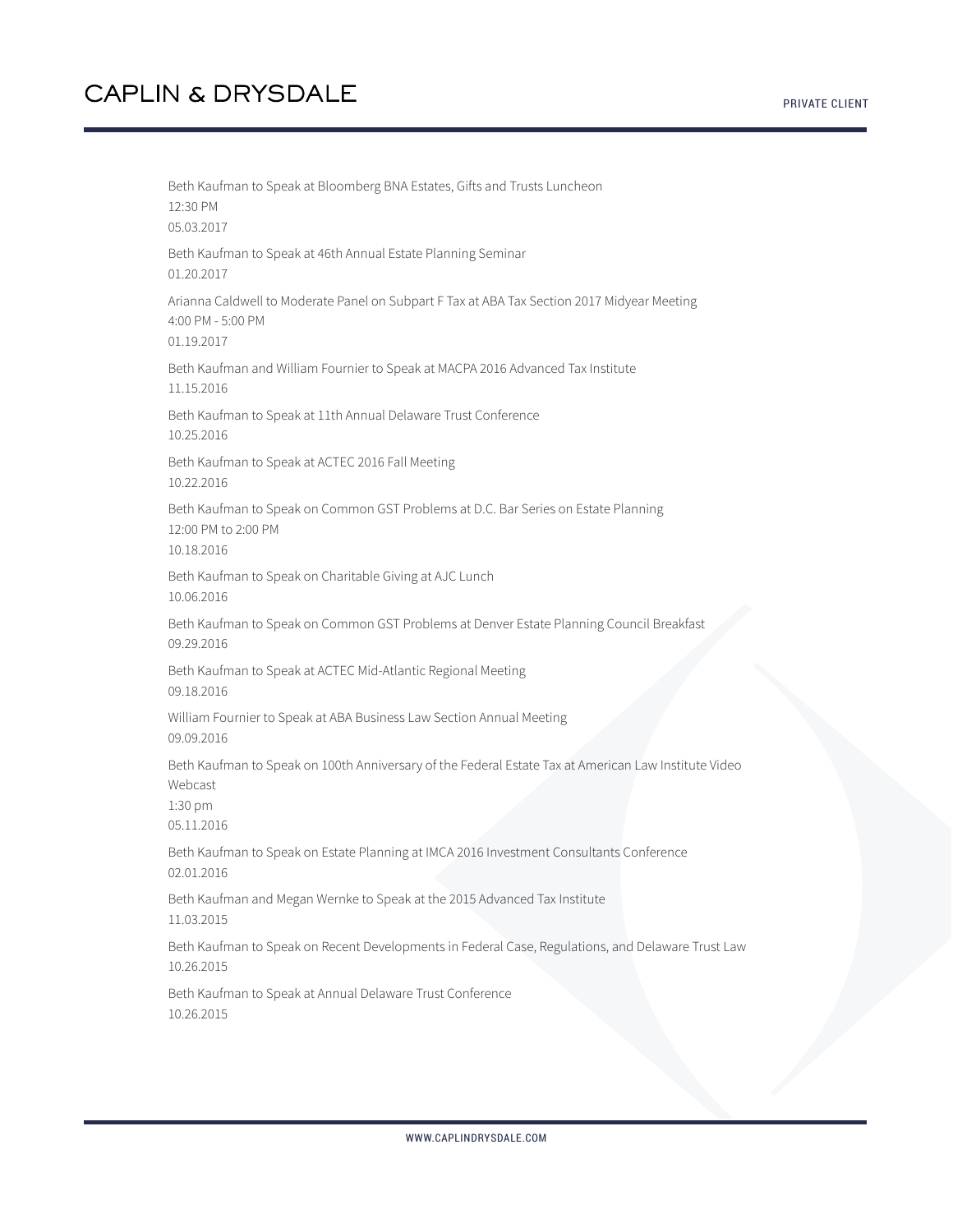Beth Kaufman to Speak at Bloomberg BNA Estates, Gifts and Trusts Luncheon
12:30 PM
05.03.2017

Beth Kaufman to Speak at 46th Annual Estate Planning Seminar
01.20.2017

Arianna Caldwell to Moderate Panel on Subpart F Tax at ABA Tax Section 2017 Midyear Meeting
4:00 PM - 5:00 PM
01.19.2017

Beth Kaufman and William Fournier to Speak at MACPA 2016 Advanced Tax Institute
11.15.2016

Beth Kaufman to Speak at 11th Annual Delaware Trust Conference
10.25.2016

Beth Kaufman to Speak at ACTEC 2016 Fall Meeting
10.22.2016

Beth Kaufman to Speak on Common GST Problems at D.C. Bar Series on Estate Planning
12:00 PM to 2:00 PM
10.18.2016

Beth Kaufman to Speak on Charitable Giving at AJC Lunch
10.06.2016

Beth Kaufman to Speak on Common GST Problems at Denver Estate Planning Council Breakfast
09.29.2016

Beth Kaufman to Speak at ACTEC Mid-Atlantic Regional Meeting
09.18.2016

William Fournier to Speak at ABA Business Law Section Annual Meeting
09.09.2016

Beth Kaufman to Speak on 100th Anniversary of the Federal Estate Tax at American Law Institute Video Webcast
1:30 pm
05.11.2016

Beth Kaufman to Speak on Estate Planning at IMCA 2016 Investment Consultants Conference
02.01.2016

Beth Kaufman and Megan Wernke to Speak at the 2015 Advanced Tax Institute
11.03.2015

Beth Kaufman to Speak on Recent Developments in Federal Case, Regulations, and Delaware Trust Law
10.26.2015

Beth Kaufman to Speak at Annual Delaware Trust Conference
10.26.2015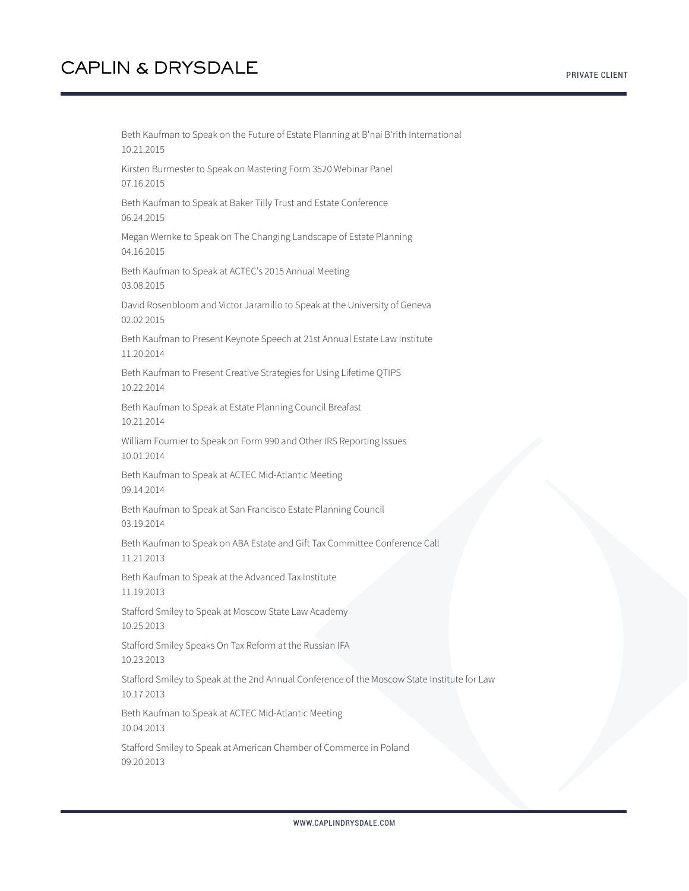Beth Kaufman to Speak on the Future of Estate Planning at B'nai B'rith International
10.21.2015

Kirsten Burmester to Speak on Mastering Form 3520 Webinar Panel
07.16.2015

Beth Kaufman to Speak at Baker Tilly Trust and Estate Conference
06.24.2015

Megan Wernke to Speak on The Changing Landscape of Estate Planning
04.16.2015

Beth Kaufman to Speak at ACTEC's 2015 Annual Meeting
03.08.2015

David Rosenbloom and Victor Jaramillo to Speak at the University of Geneva
02.02.2015

Beth Kaufman to Present Keynote Speech at 21st Annual Estate Law Institute
11.20.2014

Beth Kaufman to Present Creative Strategies for Using Lifetime QTIPS
10.22.2014

Beth Kaufman to Speak at Estate Planning Council Breafast
10.21.2014

William Fournier to Speak on Form 990 and Other IRS Reporting Issues
10.01.2014

Beth Kaufman to Speak at ACTEC Mid-Atlantic Meeting
09.14.2014

Beth Kaufman to Speak at San Francisco Estate Planning Council
03.19.2014

Beth Kaufman to Speak on ABA Estate and Gift Tax Committee Conference Call
11.21.2013

Beth Kaufman to Speak at the Advanced Tax Institute
11.19.2013

Stafford Smiley to Speak at Moscow State Law Academy
10.25.2013

Stafford Smiley Speaks On Tax Reform at the Russian IFA
10.23.2013

Stafford Smiley to Speak at the 2nd Annual Conference of the Moscow State Institute for Law
10.17.2013

Beth Kaufman to Speak at ACTEC Mid-Atlantic Meeting
10.04.2013

Stafford Smiley to Speak at American Chamber of Commerce in Poland
09.20.2013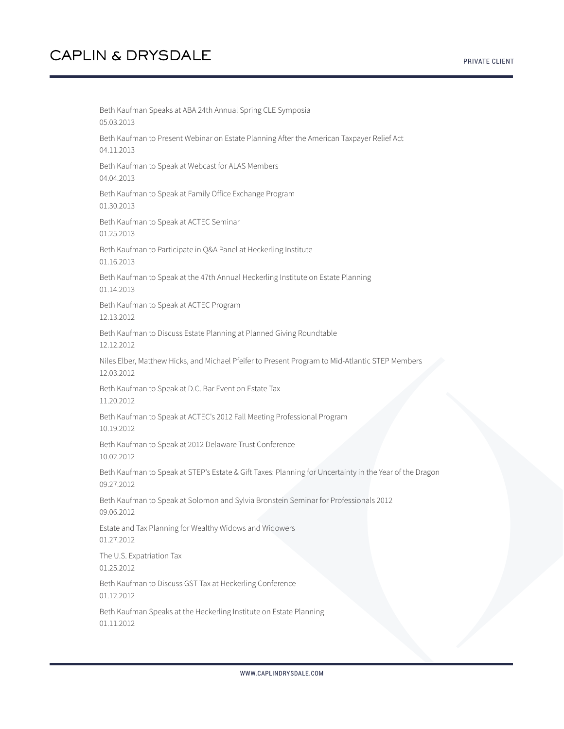Beth Kaufman Speaks at ABA 24th Annual Spring CLE Symposia
05.03.2013

Beth Kaufman to Present Webinar on Estate Planning After the American Taxpayer Relief Act
04.11.2013

Beth Kaufman to Speak at Webcast for ALAS Members
04.04.2013

Beth Kaufman to Speak at Family Office Exchange Program
01.30.2013

Beth Kaufman to Speak at ACTEC Seminar
01.25.2013

Beth Kaufman to Participate in Q&A Panel at Heckerling Institute
01.16.2013

Beth Kaufman to Speak at the 47th Annual Heckerling Institute on Estate Planning
01.14.2013

Beth Kaufman to Speak at ACTEC Program
12.13.2012

Beth Kaufman to Discuss Estate Planning at Planned Giving Roundtable
12.12.2012

Niles Elber, Matthew Hicks, and Michael Pfeifer to Present Program to Mid-Atlantic STEP Members
12.03.2012

Beth Kaufman to Speak at D.C. Bar Event on Estate Tax
11.20.2012

Beth Kaufman to Speak at ACTEC's 2012 Fall Meeting Professional Program
10.19.2012

Beth Kaufman to Speak at 2012 Delaware Trust Conference
10.02.2012

Beth Kaufman to Speak at STEP's Estate & Gift Taxes: Planning for Uncertainty in the Year of the Dragon
09.27.2012

Beth Kaufman to Speak at Solomon and Sylvia Bronstein Seminar for Professionals 2012
09.06.2012

Estate and Tax Planning for Wealthy Widows and Widowers
01.27.2012

The U.S. Expatriation Tax
01.25.2012

Beth Kaufman to Discuss GST Tax at Heckerling Conference
01.12.2012

Beth Kaufman Speaks at the Heckerling Institute on Estate Planning
01.11.2012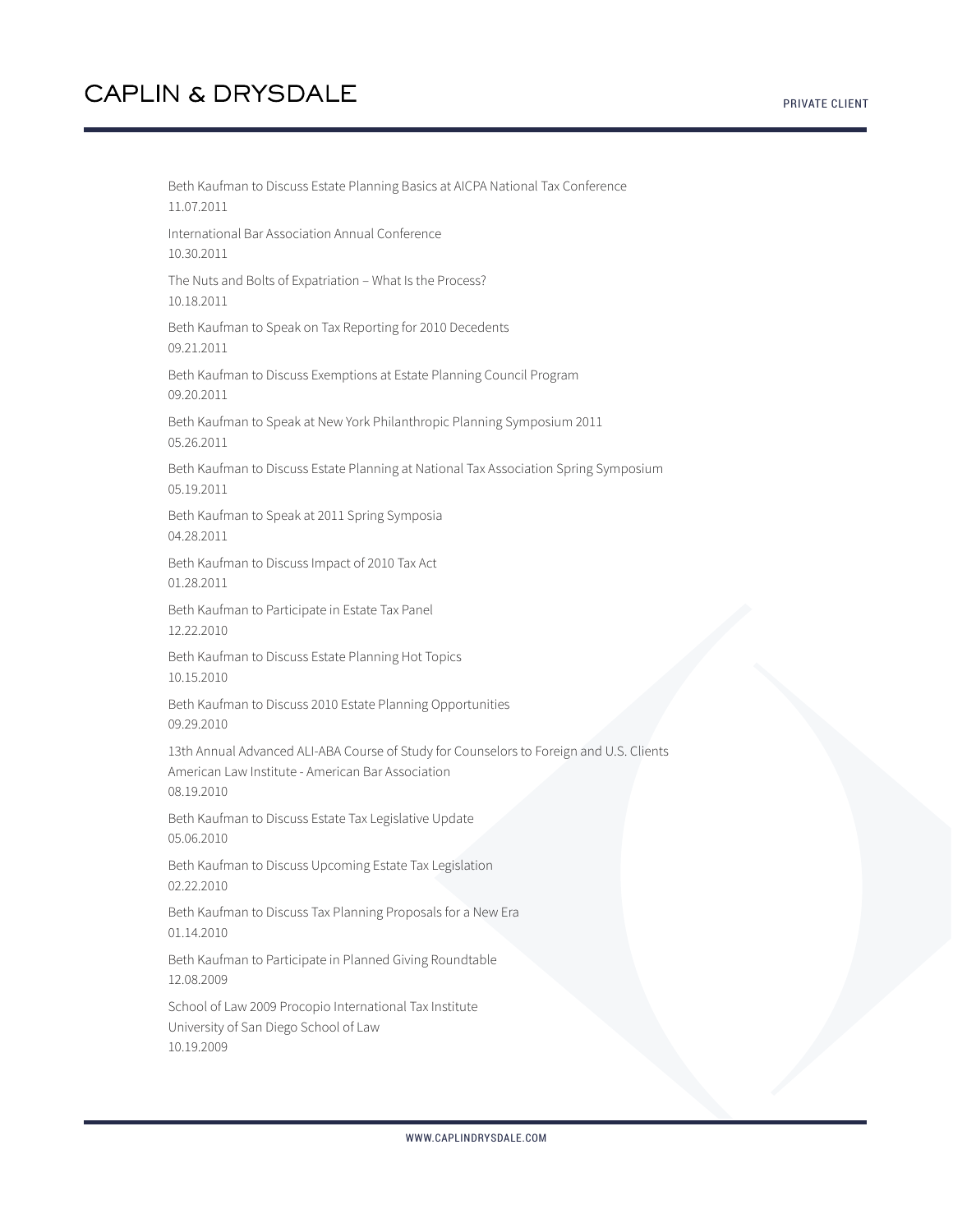Beth Kaufman to Discuss Estate Planning Basics at AICPA National Tax Conference
11.07.2011

International Bar Association Annual Conference
10.30.2011

The Nuts and Bolts of Expatriation – What Is the Process?
10.18.2011

Beth Kaufman to Speak on Tax Reporting for 2010 Decedents
09.21.2011

Beth Kaufman to Discuss Exemptions at Estate Planning Council Program
09.20.2011

Beth Kaufman to Speak at New York Philanthropic Planning Symposium 2011
05.26.2011

Beth Kaufman to Discuss Estate Planning at National Tax Association Spring Symposium
05.19.2011

Beth Kaufman to Speak at 2011 Spring Symposia
04.28.2011

Beth Kaufman to Discuss Impact of 2010 Tax Act
01.28.2011

Beth Kaufman to Participate in Estate Tax Panel
12.22.2010

Beth Kaufman to Discuss Estate Planning Hot Topics
10.15.2010

Beth Kaufman to Discuss 2010 Estate Planning Opportunities
09.29.2010

13th Annual Advanced ALI-ABA Course of Study for Counselors to Foreign and U.S. Clients
American Law Institute - American Bar Association
08.19.2010

Beth Kaufman to Discuss Estate Tax Legislative Update
05.06.2010

Beth Kaufman to Discuss Upcoming Estate Tax Legislation
02.22.2010

Beth Kaufman to Discuss Tax Planning Proposals for a New Era
01.14.2010

Beth Kaufman to Participate in Planned Giving Roundtable
12.08.2009

School of Law 2009 Procopio International Tax Institute
University of San Diego School of Law
10.19.2009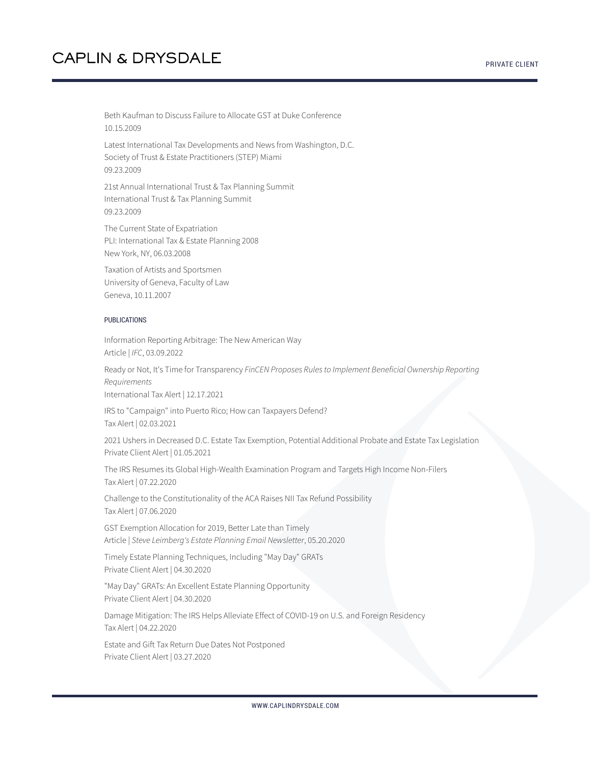Beth Kaufman to Discuss Failure to Allocate GST at Duke Conference
10.15.2009

Latest International Tax Developments and News from Washington, D.C.
Society of Trust & Estate Practitioners (STEP) Miami
09.23.2009

21st Annual International Trust & Tax Planning Summit
International Trust & Tax Planning Summit
09.23.2009

The Current State of Expatriation
PLI: International Tax & Estate Planning 2008
New York, NY, 06.03.2008

Taxation of Artists and Sportsmen
University of Geneva, Faculty of Law
Geneva, 10.11.2007

#### PUBLICATIONS

Information Reporting Arbitrage: The New American Way
Article | *IFC*, 03.09.2022

Ready or Not, It's Time for Transparency *FinCEN Proposes Rules to Implement Beneficial Ownership Reporting Requirements*
International Tax Alert | 12.17.2021

IRS to "Campaign" into Puerto Rico; How can Taxpayers Defend?
Tax Alert | 02.03.2021

2021 Ushers in Decreased D.C. Estate Tax Exemption, Potential Additional Probate and Estate Tax Legislation
Private Client Alert | 01.05.2021

The IRS Resumes its Global High-Wealth Examination Program and Targets High Income Non-Filers
Tax Alert | 07.22.2020

Challenge to the Constitutionality of the ACA Raises NII Tax Refund Possibility
Tax Alert | 07.06.2020

GST Exemption Allocation for 2019, Better Late than Timely
Article | *Steve Leimberg's Estate Planning Email Newsletter*, 05.20.2020

Timely Estate Planning Techniques, Including "May Day" GRATs
Private Client Alert | 04.30.2020

"May Day" GRATs: An Excellent Estate Planning Opportunity
Private Client Alert | 04.30.2020

Damage Mitigation: The IRS Helps Alleviate Effect of COVID-19 on U.S. and Foreign Residency
Tax Alert | 04.22.2020

Estate and Gift Tax Return Due Dates Not Postponed
Private Client Alert | 03.27.2020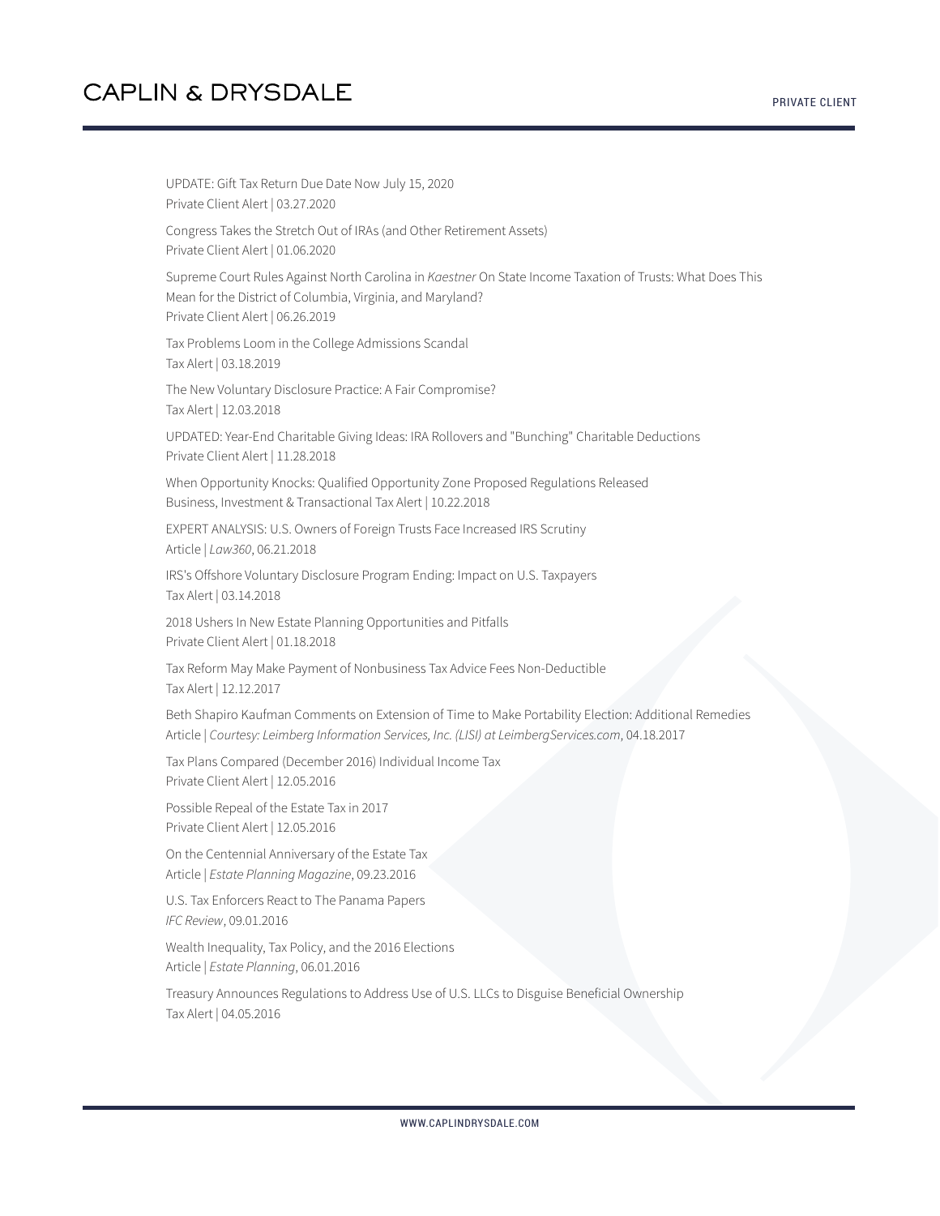UPDATE: Gift Tax Return Due Date Now July 15, 2020
Private Client Alert | 03.27.2020

Congress Takes the Stretch Out of IRAs (and Other Retirement Assets)
Private Client Alert | 01.06.2020

Supreme Court Rules Against North Carolina in *Kaestner* On State Income Taxation of Trusts: What Does This Mean for the District of Columbia, Virginia, and Maryland?
Private Client Alert | 06.26.2019

Tax Problems Loom in the College Admissions Scandal
Tax Alert | 03.18.2019

The New Voluntary Disclosure Practice: A Fair Compromise?
Tax Alert | 12.03.2018

UPDATED: Year-End Charitable Giving Ideas: IRA Rollovers and "Bunching" Charitable Deductions
Private Client Alert | 11.28.2018

When Opportunity Knocks: Qualified Opportunity Zone Proposed Regulations Released
Business, Investment & Transactional Tax Alert | 10.22.2018

EXPERT ANALYSIS: U.S. Owners of Foreign Trusts Face Increased IRS Scrutiny
Article | *Law360*, 06.21.2018

IRS's Offshore Voluntary Disclosure Program Ending: Impact on U.S. Taxpayers
Tax Alert | 03.14.2018

2018 Ushers In New Estate Planning Opportunities and Pitfalls
Private Client Alert | 01.18.2018

Tax Reform May Make Payment of Nonbusiness Tax Advice Fees Non-Deductible
Tax Alert | 12.12.2017

Beth Shapiro Kaufman Comments on Extension of Time to Make Portability Election: Additional Remedies
Article | *Courtesy: Leimberg Information Services, Inc. (LISI) at LeimbergServices.com*, 04.18.2017

Tax Plans Compared (December 2016) Individual Income Tax
Private Client Alert | 12.05.2016

Possible Repeal of the Estate Tax in 2017
Private Client Alert | 12.05.2016

On the Centennial Anniversary of the Estate Tax
Article | *Estate Planning Magazine*, 09.23.2016

U.S. Tax Enforcers React to The Panama Papers
*IFC Review*, 09.01.2016

Wealth Inequality, Tax Policy, and the 2016 Elections
Article | *Estate Planning*, 06.01.2016

Treasury Announces Regulations to Address Use of U.S. LLCs to Disguise Beneficial Ownership
Tax Alert | 04.05.2016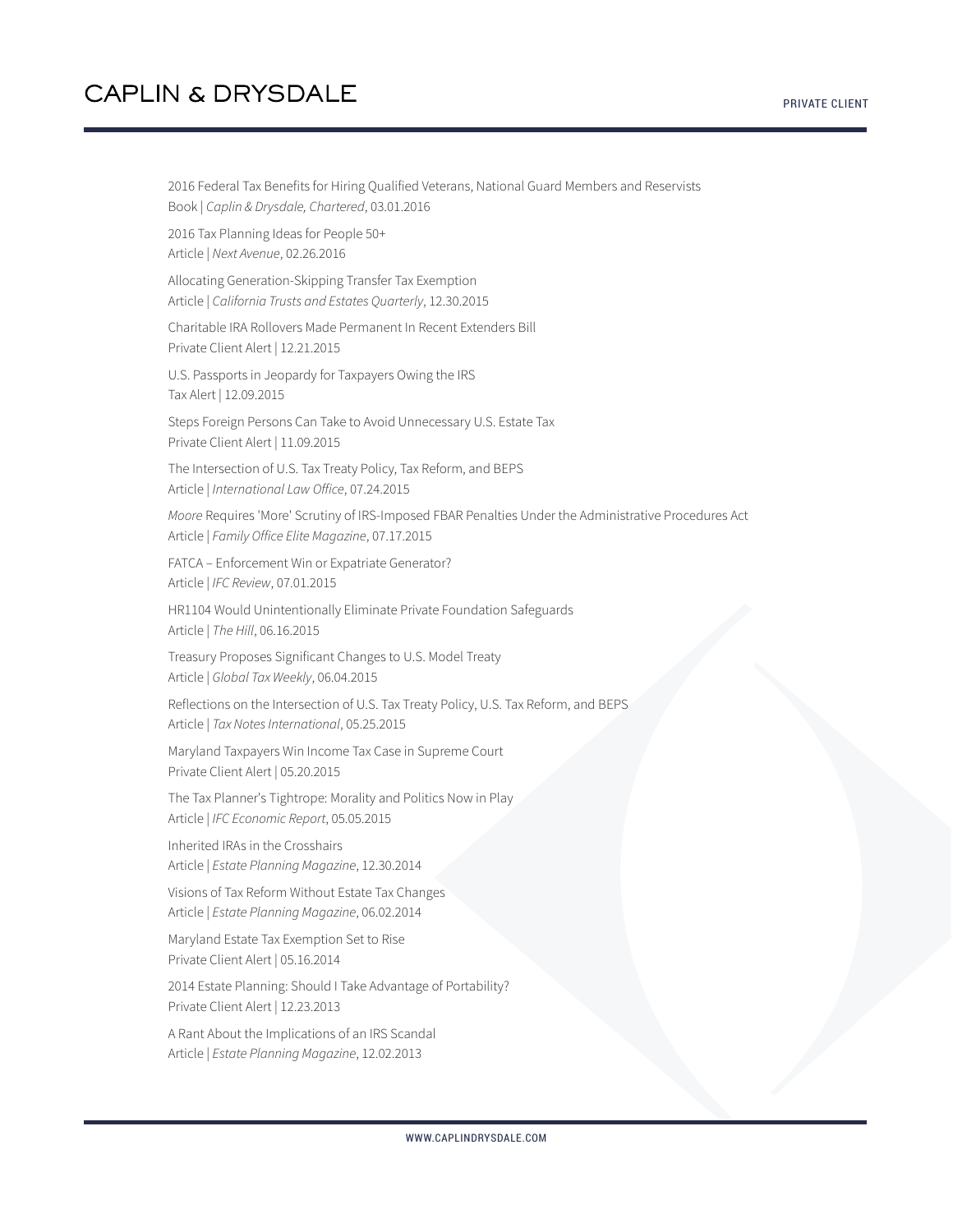2016 Federal Tax Benefits for Hiring Qualified Veterans, National Guard Members and Reservists
Book | *Caplin & Drysdale, Chartered*, 03.01.2016

2016 Tax Planning Ideas for People 50+
Article | *Next Avenue*, 02.26.2016

Allocating Generation-Skipping Transfer Tax Exemption
Article | *California Trusts and Estates Quarterly*, 12.30.2015

Charitable IRA Rollovers Made Permanent In Recent Extenders Bill
Private Client Alert | 12.21.2015

U.S. Passports in Jeopardy for Taxpayers Owing the IRS
Tax Alert | 12.09.2015

Steps Foreign Persons Can Take to Avoid Unnecessary U.S. Estate Tax
Private Client Alert | 11.09.2015

The Intersection of U.S. Tax Treaty Policy, Tax Reform, and BEPS
Article | *International Law Office*, 07.24.2015

*Moore* Requires 'More' Scrutiny of IRS-Imposed FBAR Penalties Under the Administrative Procedures Act
Article | *Family Office Elite Magazine*, 07.17.2015

FATCA – Enforcement Win or Expatriate Generator?
Article | *IFC Review*, 07.01.2015

HR1104 Would Unintentionally Eliminate Private Foundation Safeguards
Article | *The Hill*, 06.16.2015

Treasury Proposes Significant Changes to U.S. Model Treaty
Article | *Global Tax Weekly*, 06.04.2015

Reflections on the Intersection of U.S. Tax Treaty Policy, U.S. Tax Reform, and BEPS
Article | *Tax Notes International*, 05.25.2015

Maryland Taxpayers Win Income Tax Case in Supreme Court
Private Client Alert | 05.20.2015

The Tax Planner's Tightrope: Morality and Politics Now in Play
Article | *IFC Economic Report*, 05.05.2015

Inherited IRAs in the Crosshairs
Article | *Estate Planning Magazine*, 12.30.2014

Visions of Tax Reform Without Estate Tax Changes
Article | *Estate Planning Magazine*, 06.02.2014

Maryland Estate Tax Exemption Set to Rise
Private Client Alert | 05.16.2014

2014 Estate Planning: Should I Take Advantage of Portability?
Private Client Alert | 12.23.2013

A Rant About the Implications of an IRS Scandal
Article | *Estate Planning Magazine*, 12.02.2013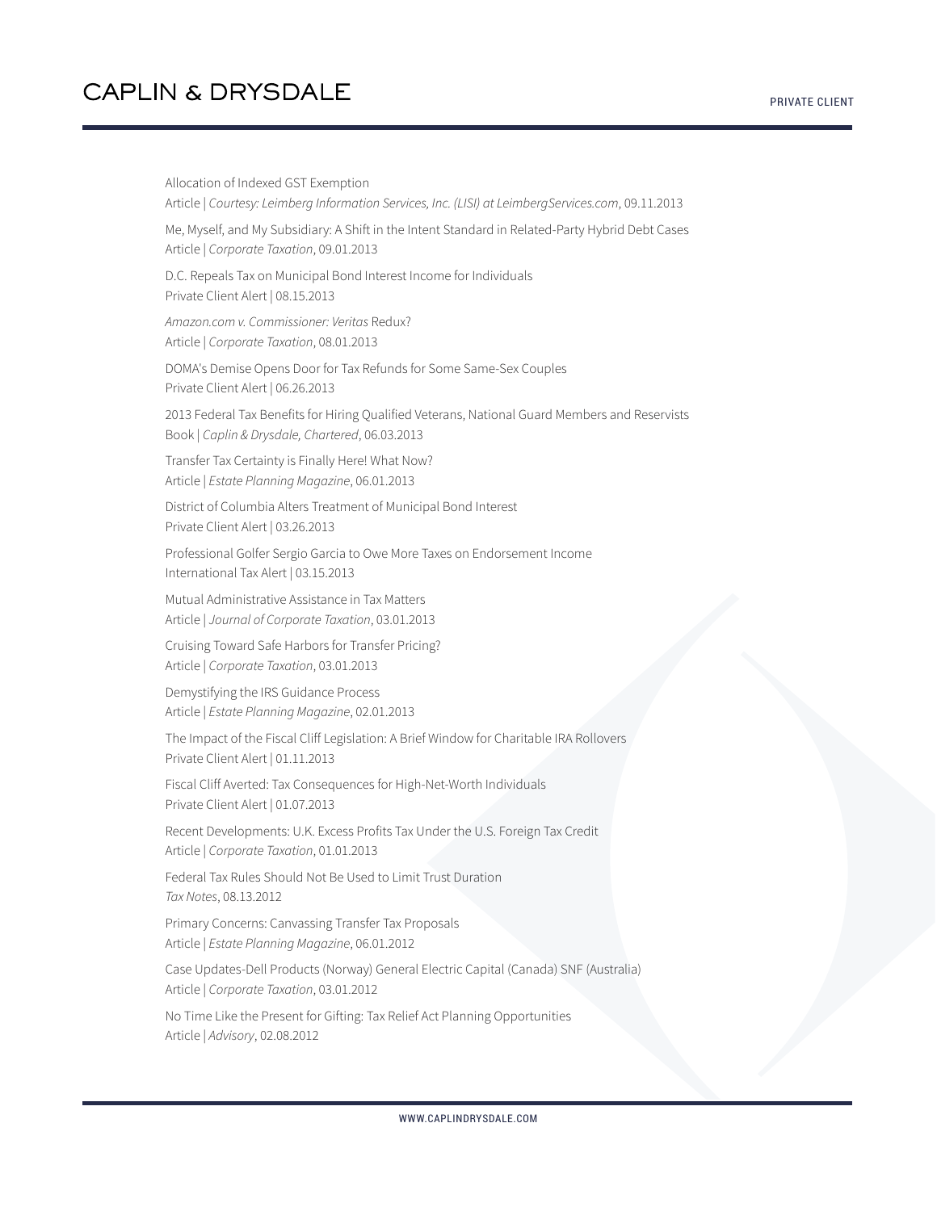Allocation of Indexed GST Exemption
Article | *Courtesy: Leimberg Information Services, Inc. (LISI) at LeimbergServices.com*, 09.11.2013

Me, Myself, and My Subsidiary: A Shift in the Intent Standard in Related-Party Hybrid Debt Cases
Article | *Corporate Taxation*, 09.01.2013

D.C. Repeals Tax on Municipal Bond Interest Income for Individuals
Private Client Alert | 08.15.2013

*Amazon.com v. Commissioner: Veritas* Redux?
Article | *Corporate Taxation*, 08.01.2013

DOMA's Demise Opens Door for Tax Refunds for Some Same-Sex Couples
Private Client Alert | 06.26.2013

2013 Federal Tax Benefits for Hiring Qualified Veterans, National Guard Members and Reservists
Book | *Caplin & Drysdale, Chartered*, 06.03.2013

Transfer Tax Certainty is Finally Here! What Now?
Article | *Estate Planning Magazine*, 06.01.2013

District of Columbia Alters Treatment of Municipal Bond Interest
Private Client Alert | 03.26.2013

Professional Golfer Sergio Garcia to Owe More Taxes on Endorsement Income
International Tax Alert | 03.15.2013

Mutual Administrative Assistance in Tax Matters
Article | *Journal of Corporate Taxation*, 03.01.2013

Cruising Toward Safe Harbors for Transfer Pricing?
Article | *Corporate Taxation*, 03.01.2013

Demystifying the IRS Guidance Process
Article | *Estate Planning Magazine*, 02.01.2013

The Impact of the Fiscal Cliff Legislation: A Brief Window for Charitable IRA Rollovers
Private Client Alert | 01.11.2013

Fiscal Cliff Averted: Tax Consequences for High-Net-Worth Individuals
Private Client Alert | 01.07.2013

Recent Developments: U.K. Excess Profits Tax Under the U.S. Foreign Tax Credit
Article | *Corporate Taxation*, 01.01.2013

Federal Tax Rules Should Not Be Used to Limit Trust Duration
*Tax Notes*, 08.13.2012

Primary Concerns: Canvassing Transfer Tax Proposals
Article | *Estate Planning Magazine*, 06.01.2012

Case Updates-Dell Products (Norway) General Electric Capital (Canada) SNF (Australia)
Article | *Corporate Taxation*, 03.01.2012

No Time Like the Present for Gifting: Tax Relief Act Planning Opportunities
Article | *Advisory*, 02.08.2012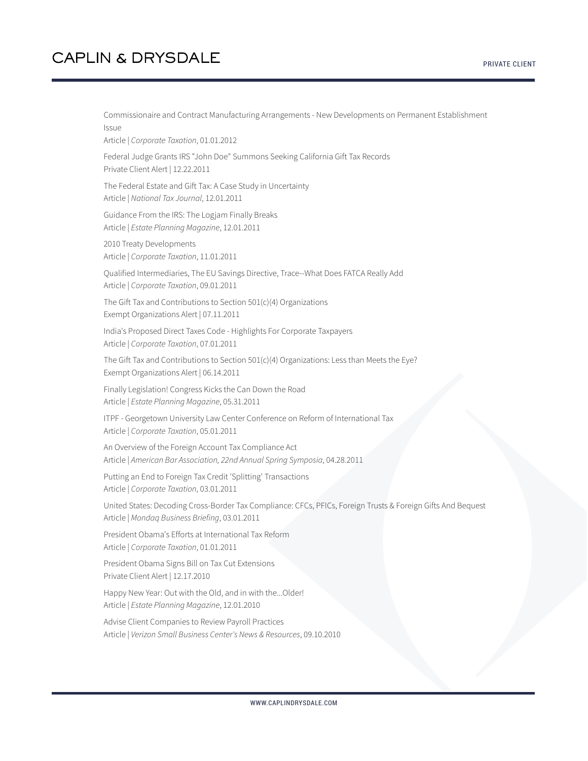Commissionaire and Contract Manufacturing Arrangements - New Developments on Permanent Establishment Issue
Article | *Corporate Taxation*, 01.01.2012

Federal Judge Grants IRS "John Doe" Summons Seeking California Gift Tax Records
Private Client Alert | 12.22.2011

The Federal Estate and Gift Tax: A Case Study in Uncertainty
Article | *National Tax Journal*, 12.01.2011

Guidance From the IRS: The Logjam Finally Breaks
Article | *Estate Planning Magazine*, 12.01.2011

2010 Treaty Developments
Article | *Corporate Taxation*, 11.01.2011

Qualified Intermediaries, The EU Savings Directive, Trace--What Does FATCA Really Add
Article | *Corporate Taxation*, 09.01.2011

The Gift Tax and Contributions to Section 501(c)(4) Organizations
Exempt Organizations Alert | 07.11.2011

India's Proposed Direct Taxes Code - Highlights For Corporate Taxpayers
Article | *Corporate Taxation*, 07.01.2011

The Gift Tax and Contributions to Section 501(c)(4) Organizations: Less than Meets the Eye?
Exempt Organizations Alert | 06.14.2011

Finally Legislation! Congress Kicks the Can Down the Road
Article | *Estate Planning Magazine*, 05.31.2011

ITPF - Georgetown University Law Center Conference on Reform of International Tax
Article | *Corporate Taxation*, 05.01.2011

An Overview of the Foreign Account Tax Compliance Act
Article | *American Bar Association, 22nd Annual Spring Symposia*, 04.28.2011

Putting an End to Foreign Tax Credit 'Splitting' Transactions
Article | *Corporate Taxation*, 03.01.2011

United States: Decoding Cross-Border Tax Compliance: CFCs, PFICs, Foreign Trusts & Foreign Gifts And Bequest
Article | *Mondaq Business Briefing*, 03.01.2011

President Obama's Efforts at International Tax Reform
Article | *Corporate Taxation*, 01.01.2011

President Obama Signs Bill on Tax Cut Extensions
Private Client Alert | 12.17.2010

Happy New Year: Out with the Old, and in with the...Older!
Article | *Estate Planning Magazine*, 12.01.2010

Advise Client Companies to Review Payroll Practices
Article | *Verizon Small Business Center's News & Resources*, 09.10.2010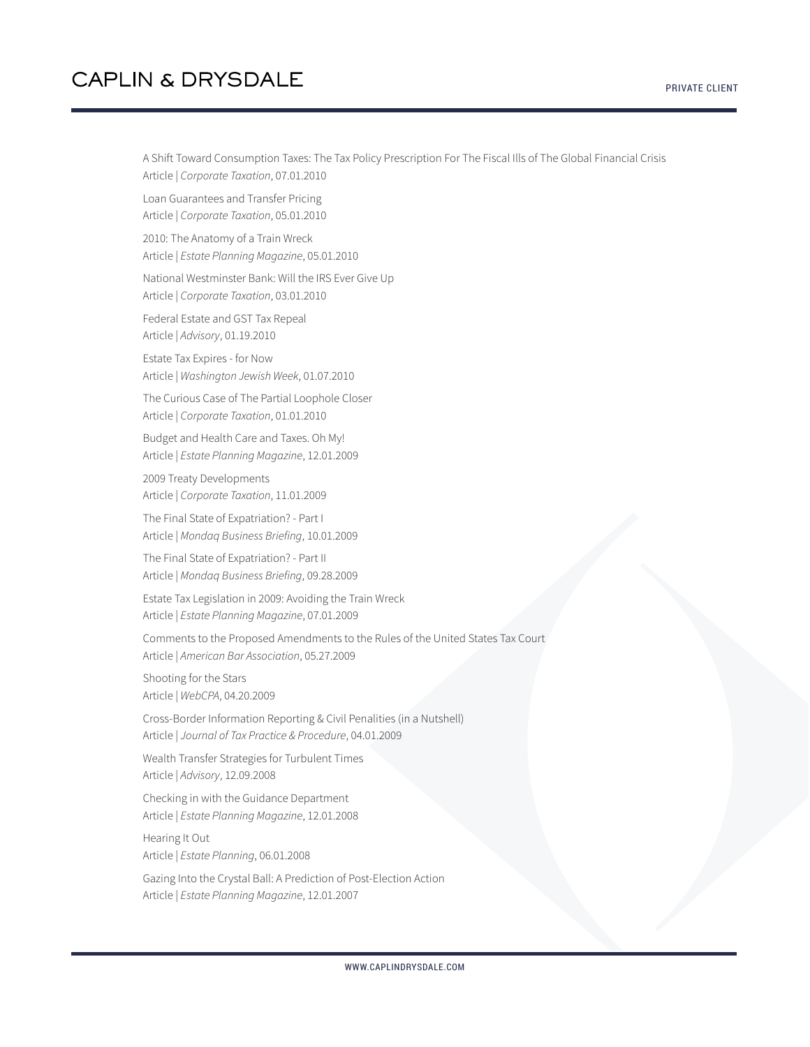A Shift Toward Consumption Taxes: The Tax Policy Prescription For The Fiscal Ills of The Global Financial Crisis
Article | *Corporate Taxation*, 07.01.2010

Loan Guarantees and Transfer Pricing
Article | *Corporate Taxation*, 05.01.2010

2010: The Anatomy of a Train Wreck
Article | *Estate Planning Magazine*, 05.01.2010

National Westminster Bank: Will the IRS Ever Give Up
Article | *Corporate Taxation*, 03.01.2010

Federal Estate and GST Tax Repeal
Article | *Advisory*, 01.19.2010

Estate Tax Expires - for Now
Article | *Washington Jewish Week*, 01.07.2010

The Curious Case of The Partial Loophole Closer
Article | *Corporate Taxation*, 01.01.2010

Budget and Health Care and Taxes. Oh My!
Article | *Estate Planning Magazine*, 12.01.2009

2009 Treaty Developments
Article | *Corporate Taxation*, 11.01.2009

The Final State of Expatriation? - Part I
Article | *Mondaq Business Briefing*, 10.01.2009

The Final State of Expatriation? - Part II
Article | *Mondaq Business Briefing*, 09.28.2009

Estate Tax Legislation in 2009: Avoiding the Train Wreck
Article | *Estate Planning Magazine*, 07.01.2009

Comments to the Proposed Amendments to the Rules of the United States Tax Court
Article | *American Bar Association*, 05.27.2009

Shooting for the Stars
Article | *WebCPA*, 04.20.2009

Cross-Border Information Reporting & Civil Penalities (in a Nutshell)
Article | *Journal of Tax Practice & Procedure*, 04.01.2009

Wealth Transfer Strategies for Turbulent Times
Article | *Advisory*, 12.09.2008

Checking in with the Guidance Department
Article | *Estate Planning Magazine*, 12.01.2008

Hearing It Out
Article | *Estate Planning*, 06.01.2008

Gazing Into the Crystal Ball: A Prediction of Post-Election Action
Article | *Estate Planning Magazine*, 12.01.2007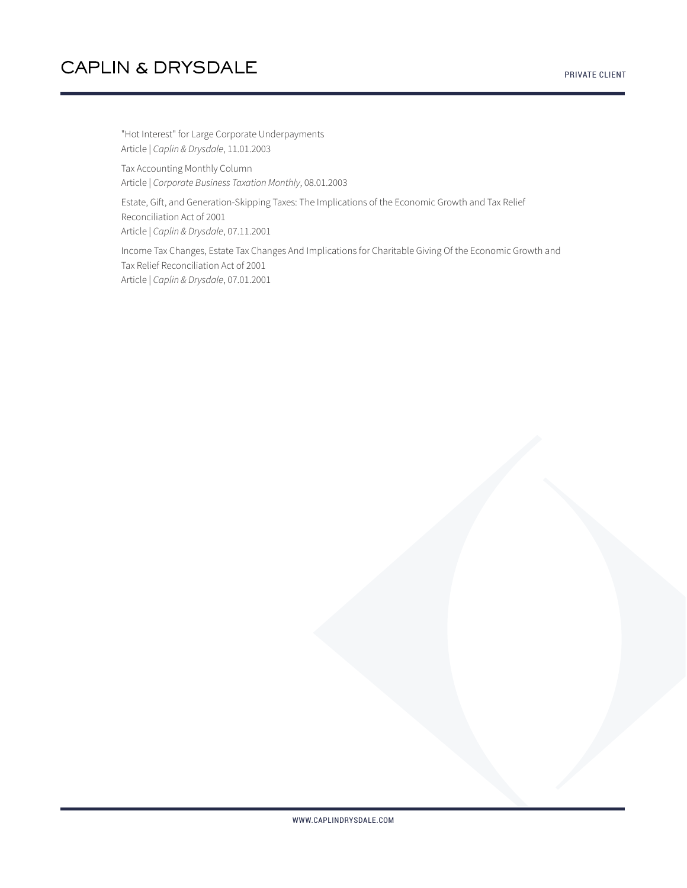"Hot Interest" for Large Corporate Underpayments
Article | *Caplin & Drysdale*, 11.01.2003

Tax Accounting Monthly Column
Article | *Corporate Business Taxation Monthly*, 08.01.2003

Estate, Gift, and Generation-Skipping Taxes: The Implications of the Economic Growth and Tax Relief Reconciliation Act of 2001
Article | *Caplin & Drysdale*, 07.11.2001

Income Tax Changes, Estate Tax Changes And Implications for Charitable Giving Of the Economic Growth and Tax Relief Reconciliation Act of 2001
Article | *Caplin & Drysdale*, 07.01.2001